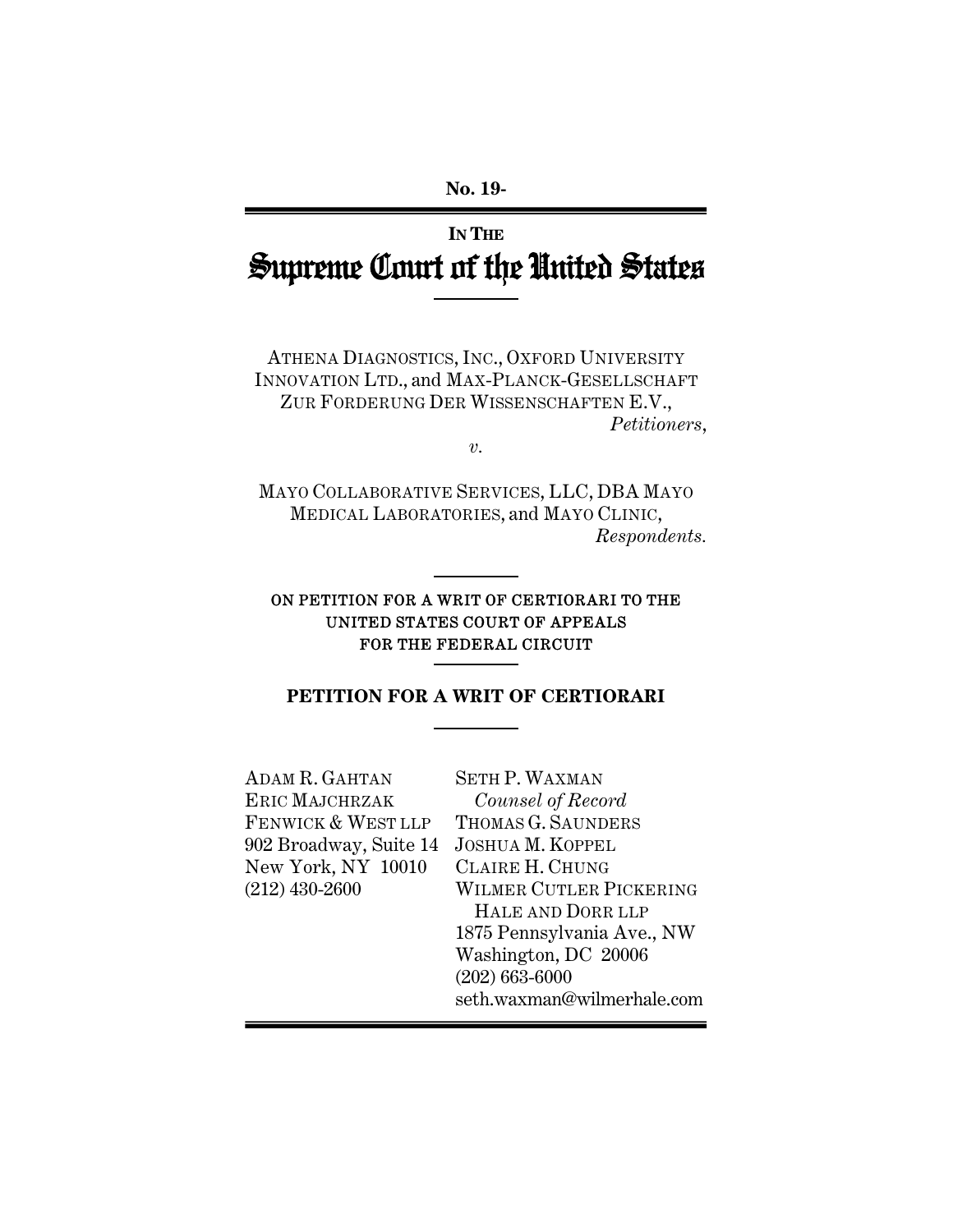No. 19-

IN THE

# Supreme Court of the United States

ATHENA DIAGNOSTICS, INC., OXFORD UNIVERSITY INNOVATION LTD., and MAX-PLANCK-GESELLSCHAFT ZUR FORDERUNG DER WISSENSCHAFTEN E.V.,

*Petitioners*,

*v.*

MAYO COLLABORATIVE SERVICES, LLC, DBA MAYO MEDICAL LABORATORIES, and MAYO CLINIC,

*Respondents.*

ON PETITION FOR A WRIT OF CERTIORARI TO THE UNITED STATES COURT OF APPEALS FOR THE FEDERAL CIRCUIT

**PETITION FOR A WRIT OF CERTIORARI**

ADAM R. GAHTAN
ERIC MAJCHRZAK
FENWICK & WEST LLP
902 Broadway, Suite 14
New York, NY 10010
(212) 430-2600

SETH P. WAXMAN
*Counsel of Record*
THOMAS G. SAUNDERS
JOSHUA M. KOPPEL
CLAIRE H. CHUNG
WILMER CUTLER PICKERING HALE AND DORR LLP
1875 Pennsylvania Ave., NW
Washington, DC 20006
(202) 663-6000
seth.waxman@wilmerhale.com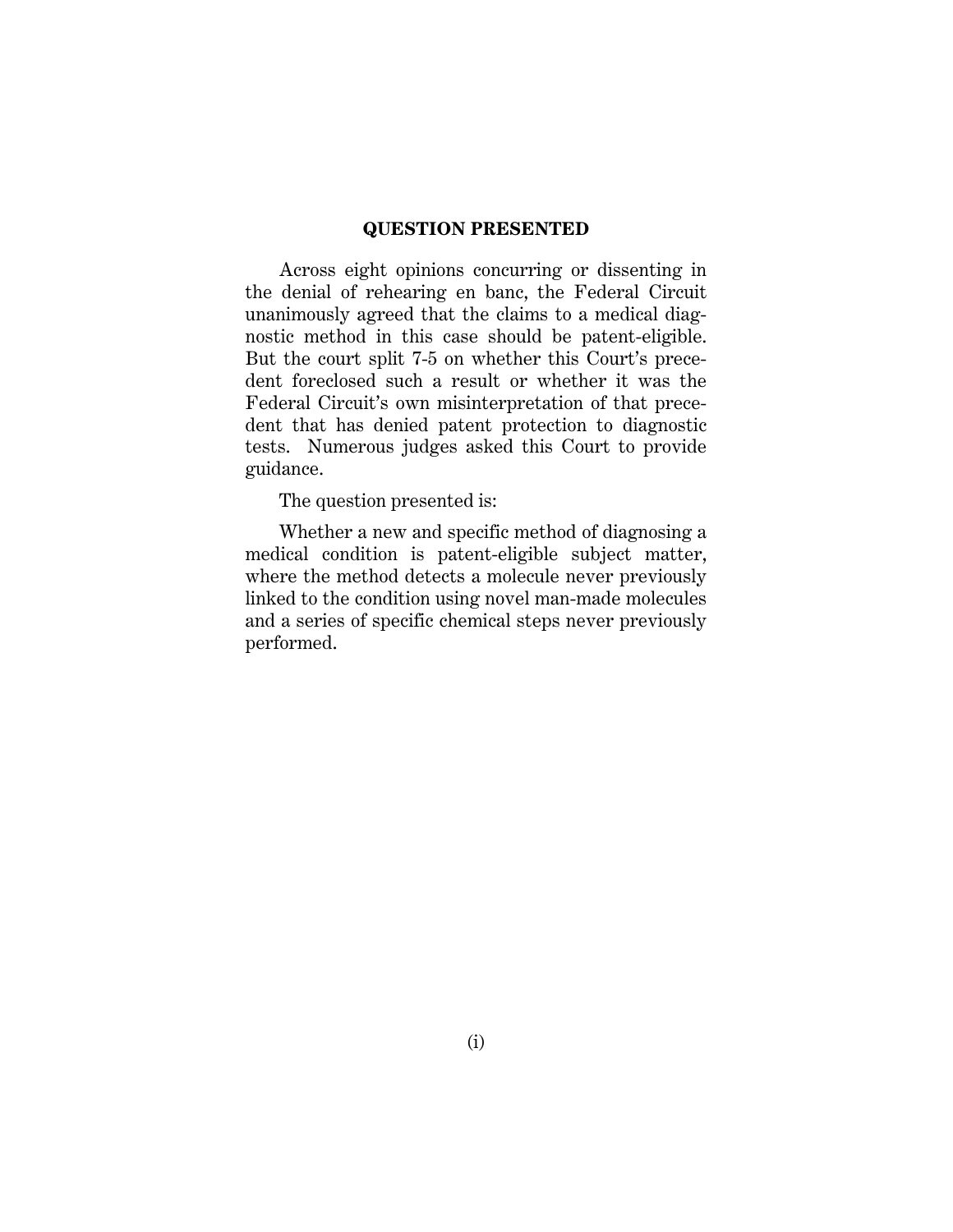## QUESTION PRESENTED

Across eight opinions concurring or dissenting in the denial of rehearing en banc, the Federal Circuit unanimously agreed that the claims to a medical diagnostic method in this case should be patent-eligible. But the court split 7-5 on whether this Court's precedent foreclosed such a result or whether it was the Federal Circuit's own misinterpretation of that precedent that has denied patent protection to diagnostic tests. Numerous judges asked this Court to provide guidance.

The question presented is:

Whether a new and specific method of diagnosing a medical condition is patent-eligible subject matter, where the method detects a molecule never previously linked to the condition using novel man-made molecules and a series of specific chemical steps never previously performed.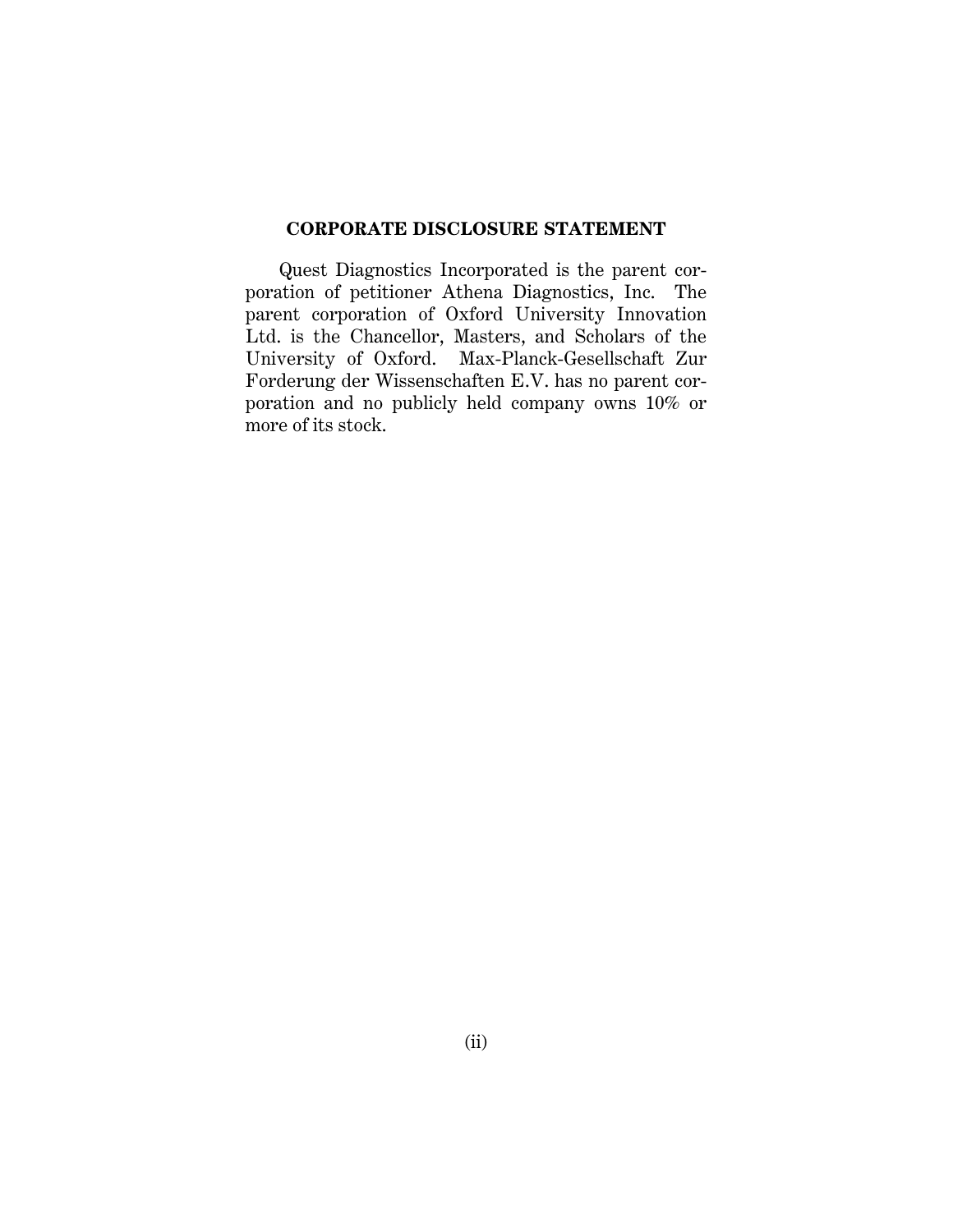## CORPORATE DISCLOSURE STATEMENT

Quest Diagnostics Incorporated is the parent corporation of petitioner Athena Diagnostics, Inc. The parent corporation of Oxford University Innovation Ltd. is the Chancellor, Masters, and Scholars of the University of Oxford. Max-Planck-Gesellschaft Zur Forderung der Wissenschaften E.V. has no parent corporation and no publicly held company owns 10% or more of its stock.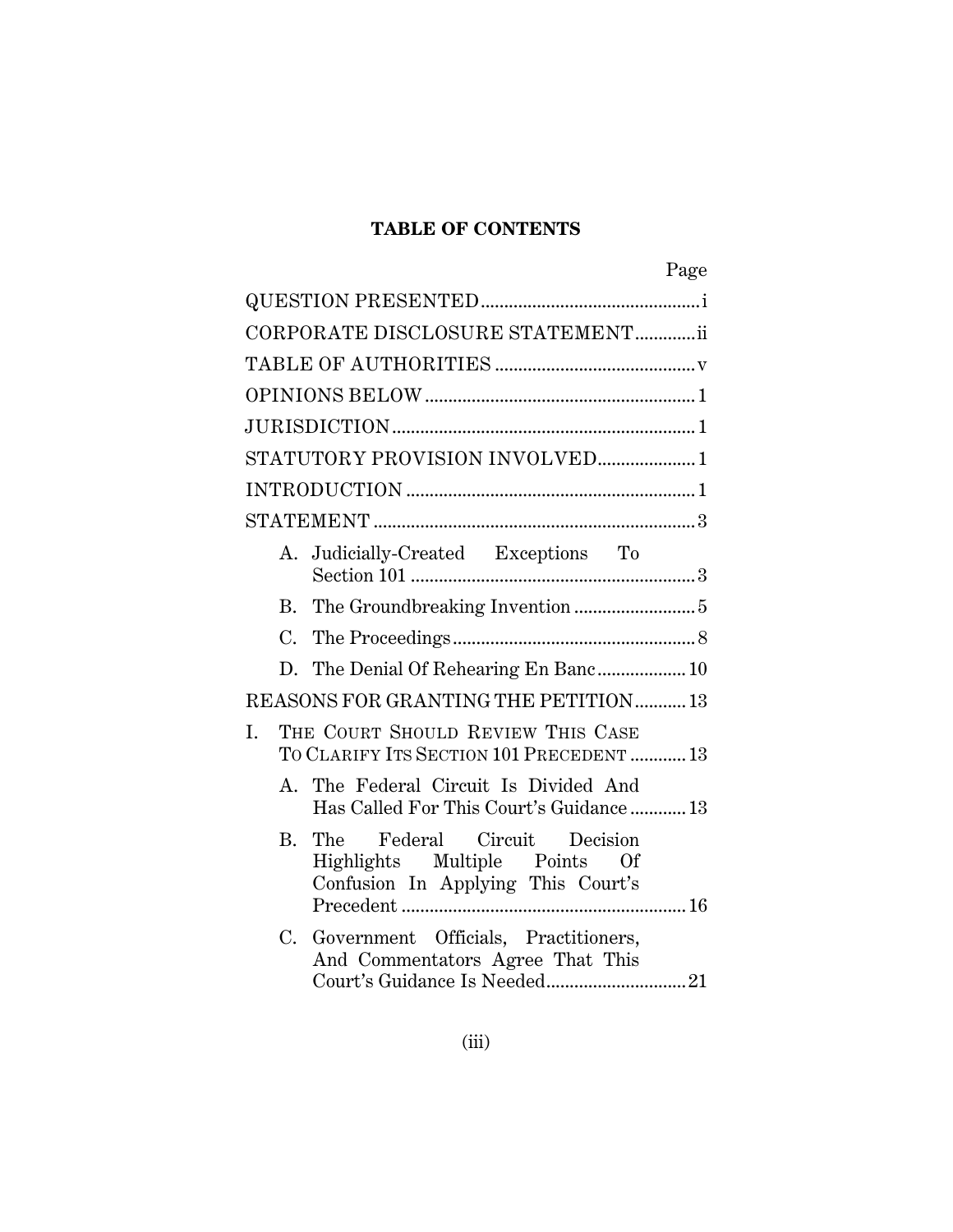**TABLE OF CONTENTS**

| | Page |
|---|---|
| QUESTION PRESENTED | i |
| CORPORATE DISCLOSURE STATEMENT | ii |
| TABLE OF AUTHORITIES | v |
| OPINIONS BELOW | 1 |
| JURISDICTION | 1 |
| STATUTORY PROVISION INVOLVED | 1 |
| INTRODUCTION | 1 |
| STATEMENT | 3 |
| A. Judicially-Created Exceptions To Section 101 | 3 |
| B. The Groundbreaking Invention | 5 |
| C. The Proceedings | 8 |
| D. The Denial Of Rehearing En Banc | 10 |
| REASONS FOR GRANTING THE PETITION | 13 |
| I. THE COURT SHOULD REVIEW THIS CASE TO CLARIFY ITS SECTION 101 PRECEDENT | 13 |
| A. The Federal Circuit Is Divided And Has Called For This Court's Guidance | 13 |
| B. The Federal Circuit Decision Highlights Multiple Points Of Confusion In Applying This Court's Precedent | 16 |
| C. Government Officials, Practitioners, And Commentators Agree That This Court's Guidance Is Needed | 21 |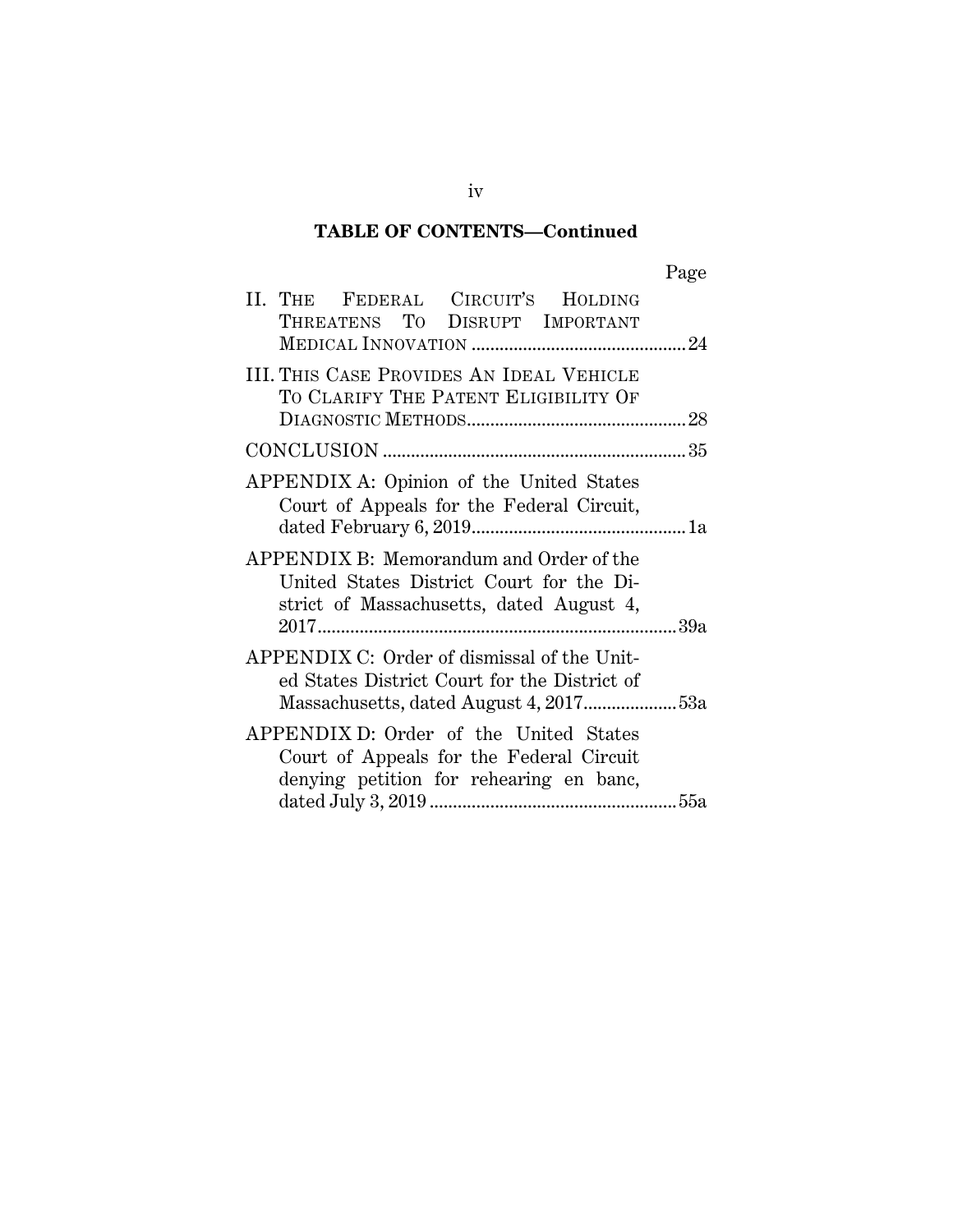**TABLE OF CONTENTS—Continued**

| | Page |
|---|---|
| II. THE FEDERAL CIRCUIT'S HOLDING THREATENS TO DISRUPT IMPORTANT MEDICAL INNOVATION | 24 |
| III. THIS CASE PROVIDES AN IDEAL VEHICLE TO CLARIFY THE PATENT ELIGIBILITY OF DIAGNOSTIC METHODS | 28 |
| CONCLUSION | 35 |
| APPENDIX A: Opinion of the United States Court of Appeals for the Federal Circuit, dated February 6, 2019 | 1a |
| APPENDIX B: Memorandum and Order of the United States District Court for the District of Massachusetts, dated August 4, 2017 | 39a |
| APPENDIX C: Order of dismissal of the United States District Court for the District of Massachusetts, dated August 4, 2017 | 53a |
| APPENDIX D: Order of the United States Court of Appeals for the Federal Circuit denying petition for rehearing en banc, dated July 3, 2019 | 55a |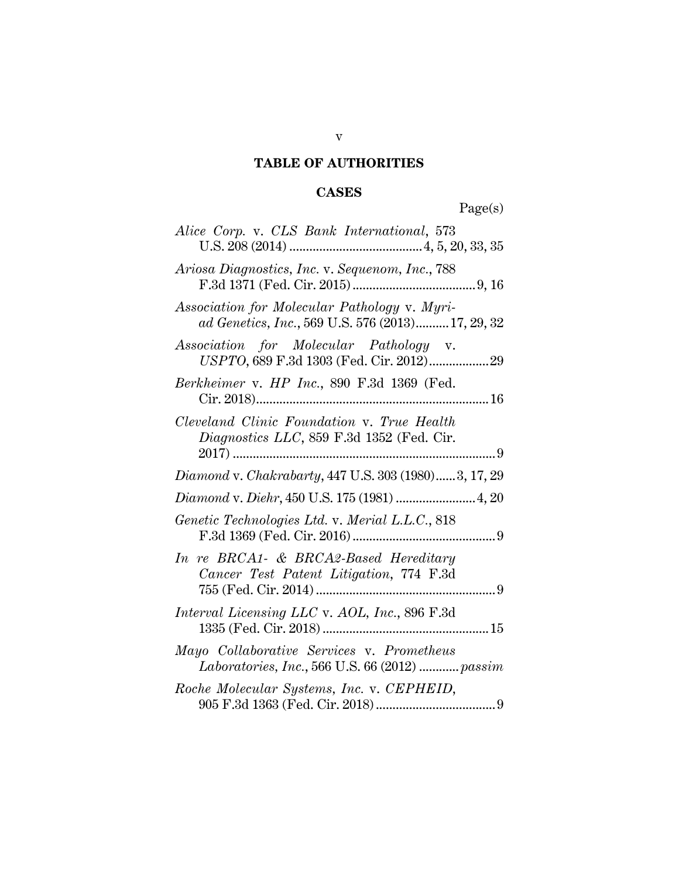## TABLE OF AUTHORITIES

### CASES

Page(s)

*Alice Corp.* v. *CLS Bank International*, 573 U.S. 208 (2014) ........................................ 4, 5, 20, 33, 35

*Ariosa Diagnostics, Inc.* v. *Sequenom, Inc.*, 788 F.3d 1371 (Fed. Cir. 2015) ..................................... 9, 16

*Association for Molecular Pathology* v. *Myriad Genetics, Inc.*, 569 U.S. 576 (2013) .......... 17, 29, 32

*Association for Molecular Pathology* v. *USPTO*, 689 F.3d 1303 (Fed. Cir. 2012) .................. 29

*Berkheimer* v. *HP Inc.*, 890 F.3d 1369 (Fed. Cir. 2018) ...................................................................... 16

*Cleveland Clinic Foundation* v. *True Health Diagnostics LLC*, 859 F.3d 1352 (Fed. Cir. 2017) ............................................................................... 9

*Diamond* v. *Chakrabarty*, 447 U.S. 303 (1980) ...... 3, 17, 29

*Diamond* v. *Diehr*, 450 U.S. 175 (1981) ........................ 4, 20

*Genetic Technologies Ltd.* v. *Merial L.L.C.*, 818 F.3d 1369 (Fed. Cir. 2016) ........................................... 9

*In re BRCA1- & BRCA2-Based Hereditary Cancer Test Patent Litigation*, 774 F.3d 755 (Fed. Cir. 2014) ...................................................... 9

*Interval Licensing LLC* v. *AOL, Inc.*, 896 F.3d 1335 (Fed. Cir. 2018) .................................................. 15

*Mayo Collaborative Services* v. *Prometheus Laboratories, Inc.*, 566 U.S. 66 (2012) ............ *passim*

*Roche Molecular Systems, Inc.* v. *CEPHEID*, 905 F.3d 1363 (Fed. Cir. 2018) .................................... 9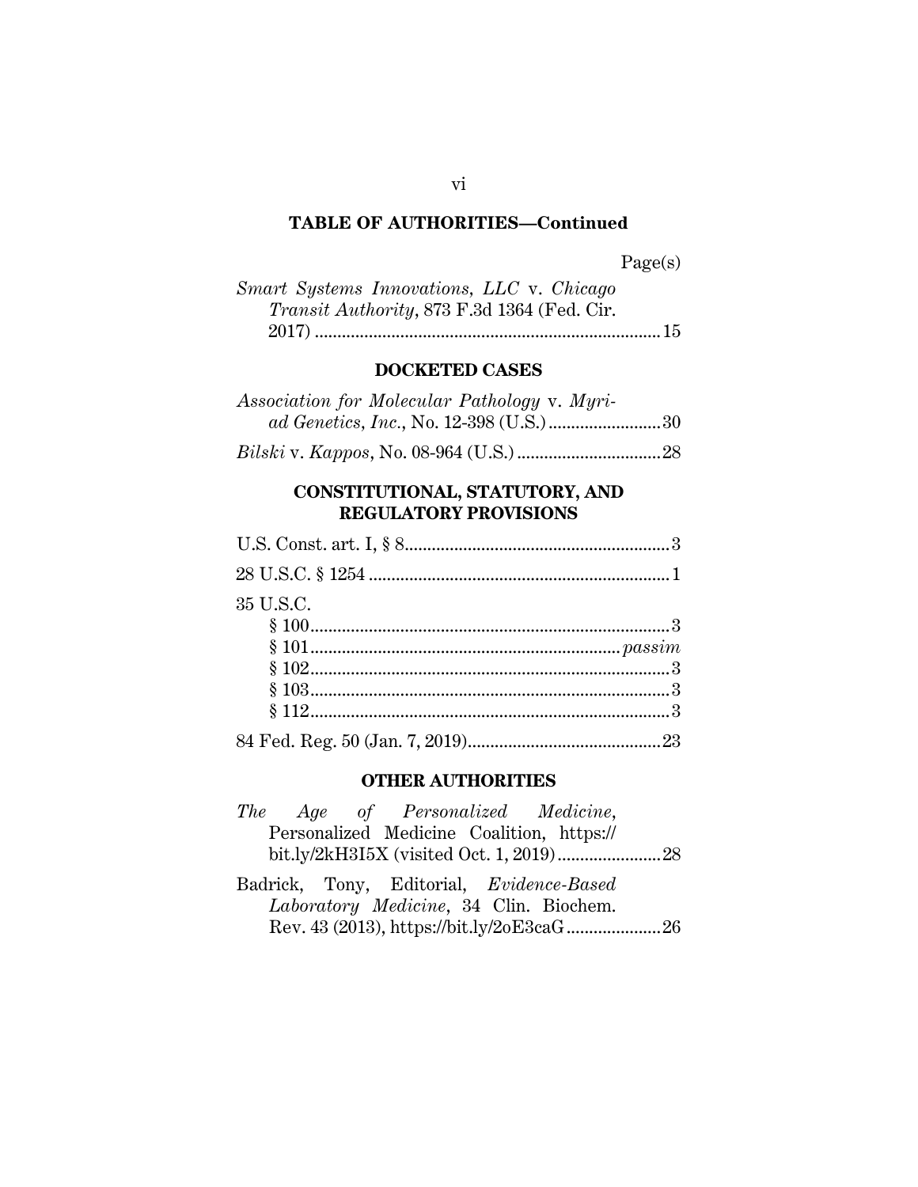## TABLE OF AUTHORITIES—Continued

Page(s)

*Smart Systems Innovations, LLC* v. *Chicago Transit Authority*, 873 F.3d 1364 (Fed. Cir. 2017) ............................................................ 15

### DOCKETED CASES

*Association for Molecular Pathology* v. *Myriad Genetics, Inc.*, No. 12-398 (U.S.) ......................... 30

*Bilski* v. *Kappos*, No. 08-964 (U.S.) ................................ 28

### CONSTITUTIONAL, STATUTORY, AND REGULATORY PROVISIONS

U.S. Const. art. I, § 8 ........................................................... 3

28 U.S.C. § 1254 .................................................................. 1

35 U.S.C.
- § 100 ................................................................................ 3
- § 101 ................................................................... *passim*
- § 102 ................................................................................ 3
- § 103 ................................................................................ 3
- § 112 ................................................................................ 3

84 Fed. Reg. 50 (Jan. 7, 2019) ........................................... 23

### OTHER AUTHORITIES

*The Age of Personalized Medicine*, Personalized Medicine Coalition, https://bit.ly/2kH3I5X (visited Oct. 1, 2019) ....................... 28

Badrick, Tony, Editorial, *Evidence-Based Laboratory Medicine*, 34 Clin. Biochem. Rev. 43 (2013), https://bit.ly/2oE3caG ..................... 26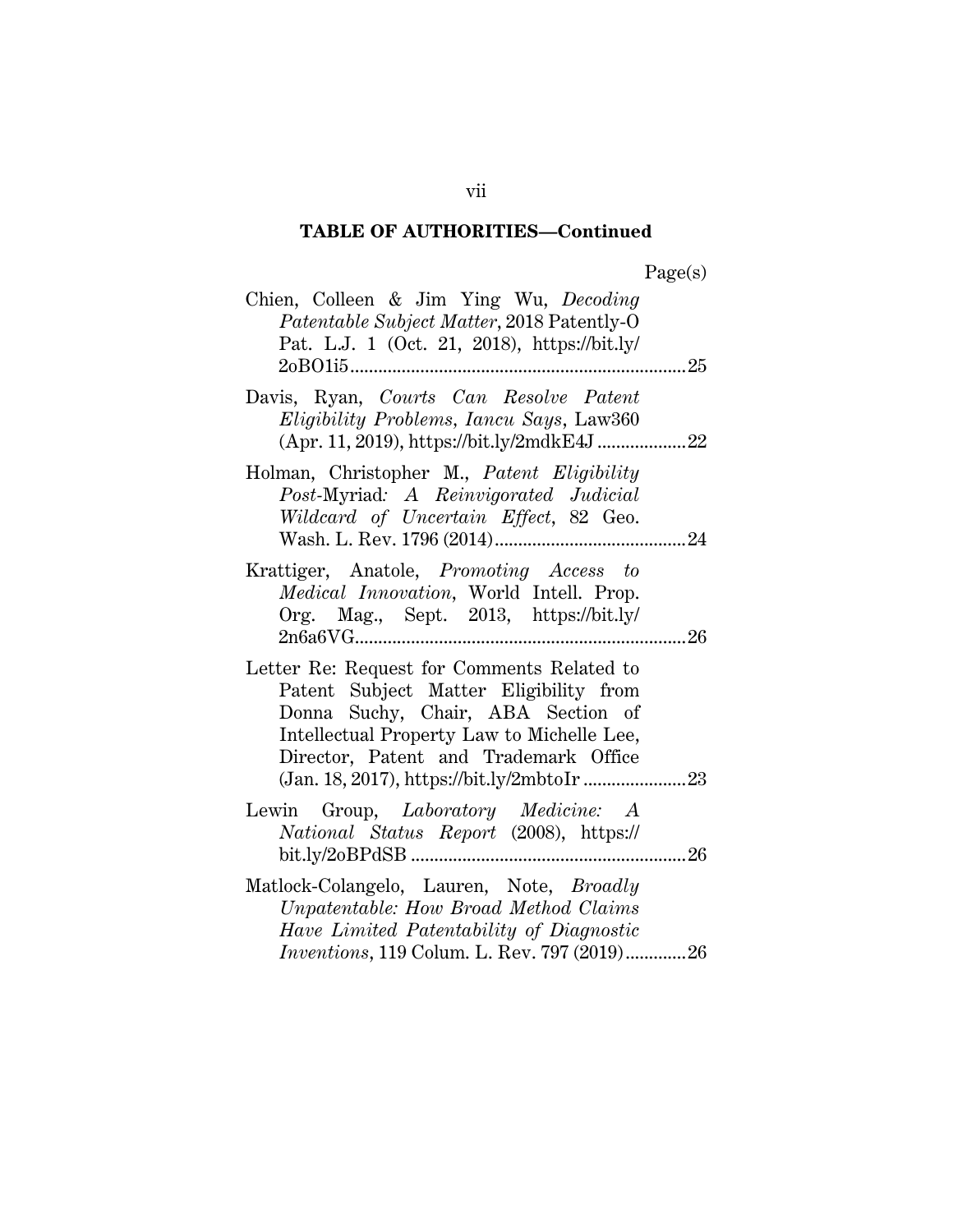**TABLE OF AUTHORITIES—Continued**

Page(s)

Chien, Colleen & Jim Ying Wu, *Decoding Patentable Subject Matter*, 2018 Patently-O Pat. L.J. 1 (Oct. 21, 2018), https://bit.ly/2oBO1i5 .......................................................................25

Davis, Ryan, *Courts Can Resolve Patent Eligibility Problems, Iancu Says*, Law360 (Apr. 11, 2019), https://bit.ly/2mdkE4J ..................22

Holman, Christopher M., *Patent Eligibility Post-*Myriad*: A Reinvigorated Judicial Wildcard of Uncertain Effect*, 82 Geo. Wash. L. Rev. 1796 (2014).........................................24

Krattiger, Anatole, *Promoting Access to Medical Innovation*, World Intell. Prop. Org. Mag., Sept. 2013, https://bit.ly/2n6a6VG.......................................................................26

Letter Re: Request for Comments Related to Patent Subject Matter Eligibility from Donna Suchy, Chair, ABA Section of Intellectual Property Law to Michelle Lee, Director, Patent and Trademark Office (Jan. 18, 2017), https://bit.ly/2mbtoIr ......................23

Lewin Group, *Laboratory Medicine: A National Status Report* (2008), https://bit.ly/2oBPdSB ...........................................................26

Matlock-Colangelo, Lauren, Note, *Broadly Unpatentable: How Broad Method Claims Have Limited Patentability of Diagnostic Inventions*, 119 Colum. L. Rev. 797 (2019).............26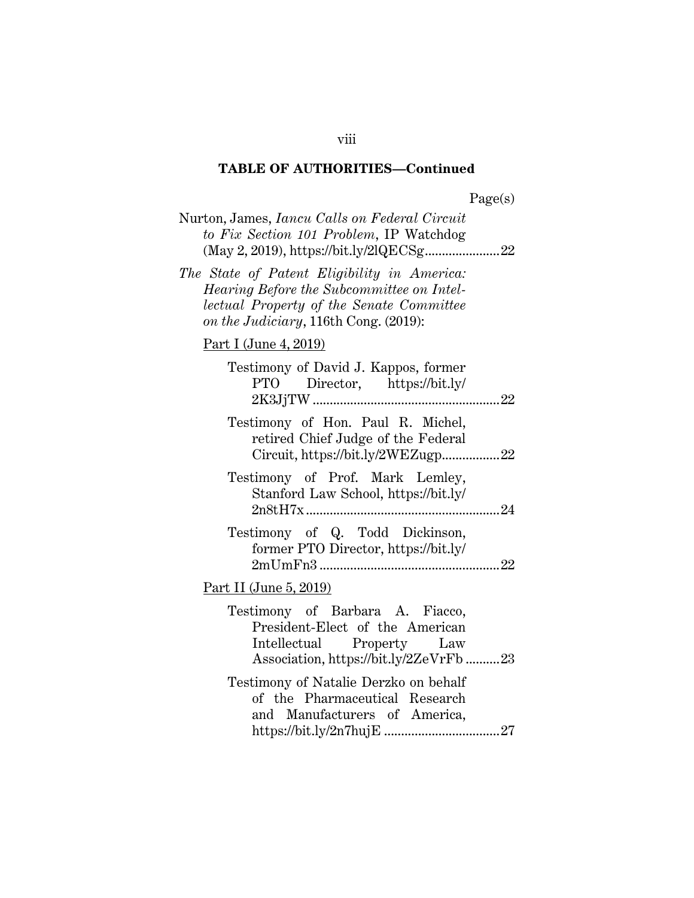**TABLE OF AUTHORITIES—Continued**

Page(s)

Nurton, James, *Iancu Calls on Federal Circuit to Fix Section 101 Problem*, IP Watchdog (May 2, 2019), https://bit.ly/2lQECSg ..................... 22

*The State of Patent Eligibility in America: Hearing Before the Subcommittee on Intellectual Property of the Senate Committee on the Judiciary*, 116th Cong. (2019):

Part I (June 4, 2019)

Testimony of David J. Kappos, former PTO Director, https://bit.ly/2K3JjTW ....................................................... 22

Testimony of Hon. Paul R. Michel, retired Chief Judge of the Federal Circuit, https://bit.ly/2WEZugp ................. 22

Testimony of Prof. Mark Lemley, Stanford Law School, https://bit.ly/2n8tH7x ......................................................... 24

Testimony of Q. Todd Dickinson, former PTO Director, https://bit.ly/2mUmFn3 ..................................................... 22

Part II (June 5, 2019)

Testimony of Barbara A. Fiacco, President-Elect of the American Intellectual Property Law Association, https://bit.ly/2ZeVrFb .......... 23

Testimony of Natalie Derzko on behalf of the Pharmaceutical Research and Manufacturers of America, https://bit.ly/2n7hujE .................................. 27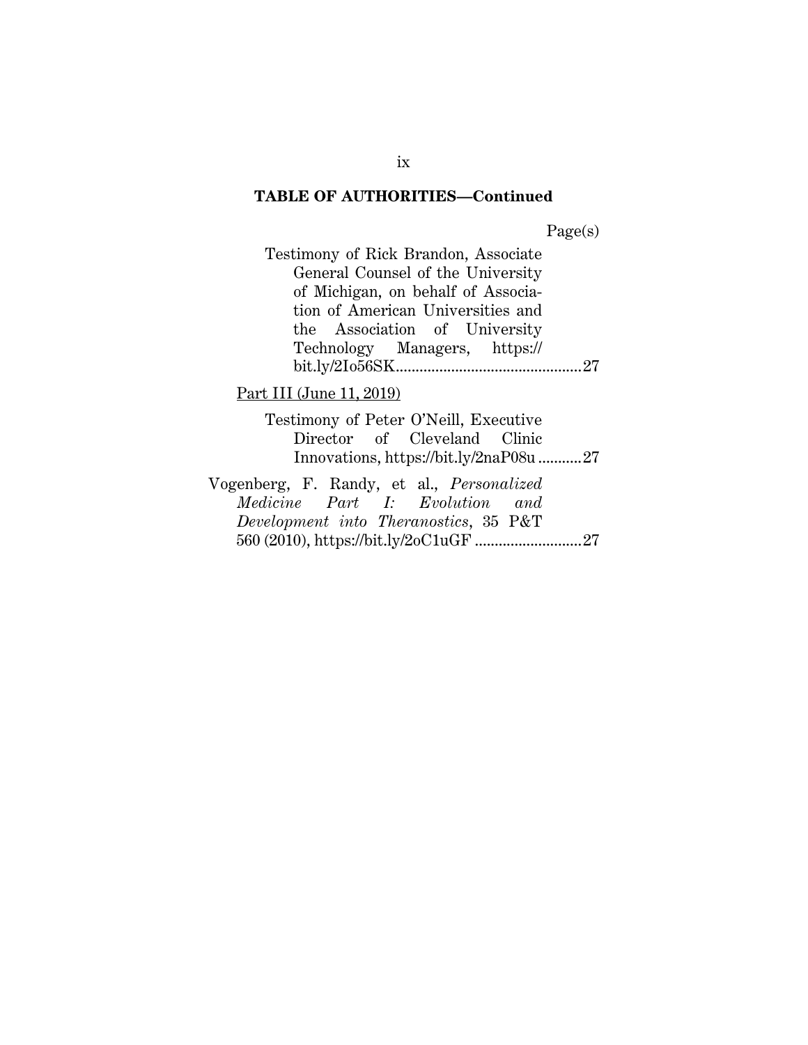## TABLE OF AUTHORITIES—Continued

Page(s)

Testimony of Rick Brandon, Associate General Counsel of the University of Michigan, on behalf of Association of American Universities and the Association of University Technology Managers, https://bit.ly/2Io56SK............................................27

Part III (June 11, 2019)

Testimony of Peter O'Neill, Executive Director of Cleveland Clinic Innovations, https://bit.ly/2naP08u ...........27

Vogenberg, F. Randy, et al., *Personalized Medicine Part I: Evolution and Development into Theranostics*, 35 P&T 560 (2010), https://bit.ly/2oC1uGF ...........................27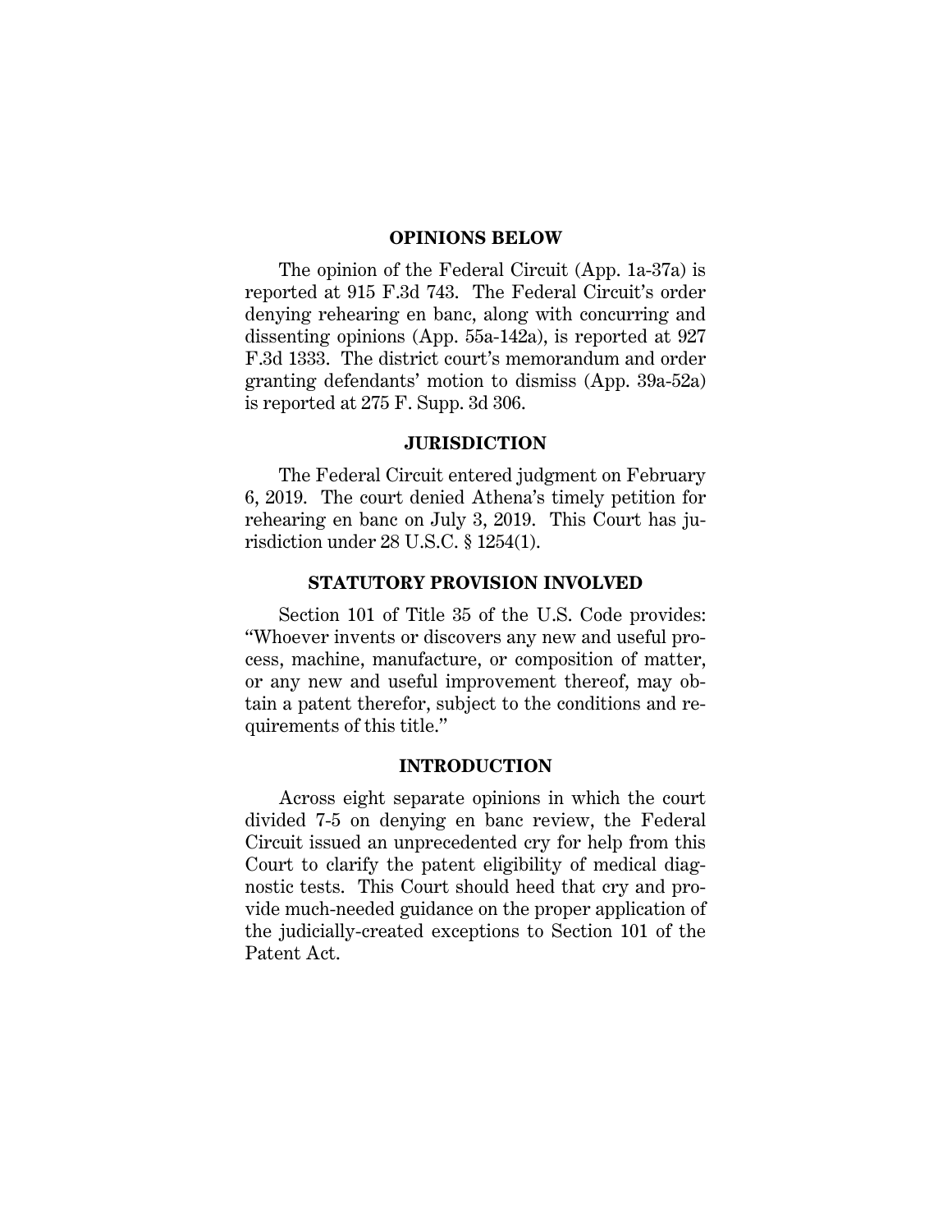## OPINIONS BELOW

The opinion of the Federal Circuit (App. 1a-37a) is reported at 915 F.3d 743. The Federal Circuit's order denying rehearing en banc, along with concurring and dissenting opinions (App. 55a-142a), is reported at 927 F.3d 1333. The district court's memorandum and order granting defendants' motion to dismiss (App. 39a-52a) is reported at 275 F. Supp. 3d 306.

## JURISDICTION

The Federal Circuit entered judgment on February 6, 2019. The court denied Athena's timely petition for rehearing en banc on July 3, 2019. This Court has jurisdiction under 28 U.S.C. § 1254(1).

## STATUTORY PROVISION INVOLVED

Section 101 of Title 35 of the U.S. Code provides: "Whoever invents or discovers any new and useful process, machine, manufacture, or composition of matter, or any new and useful improvement thereof, may obtain a patent therefor, subject to the conditions and requirements of this title."

## INTRODUCTION

Across eight separate opinions in which the court divided 7-5 on denying en banc review, the Federal Circuit issued an unprecedented cry for help from this Court to clarify the patent eligibility of medical diagnostic tests. This Court should heed that cry and provide much-needed guidance on the proper application of the judicially-created exceptions to Section 101 of the Patent Act.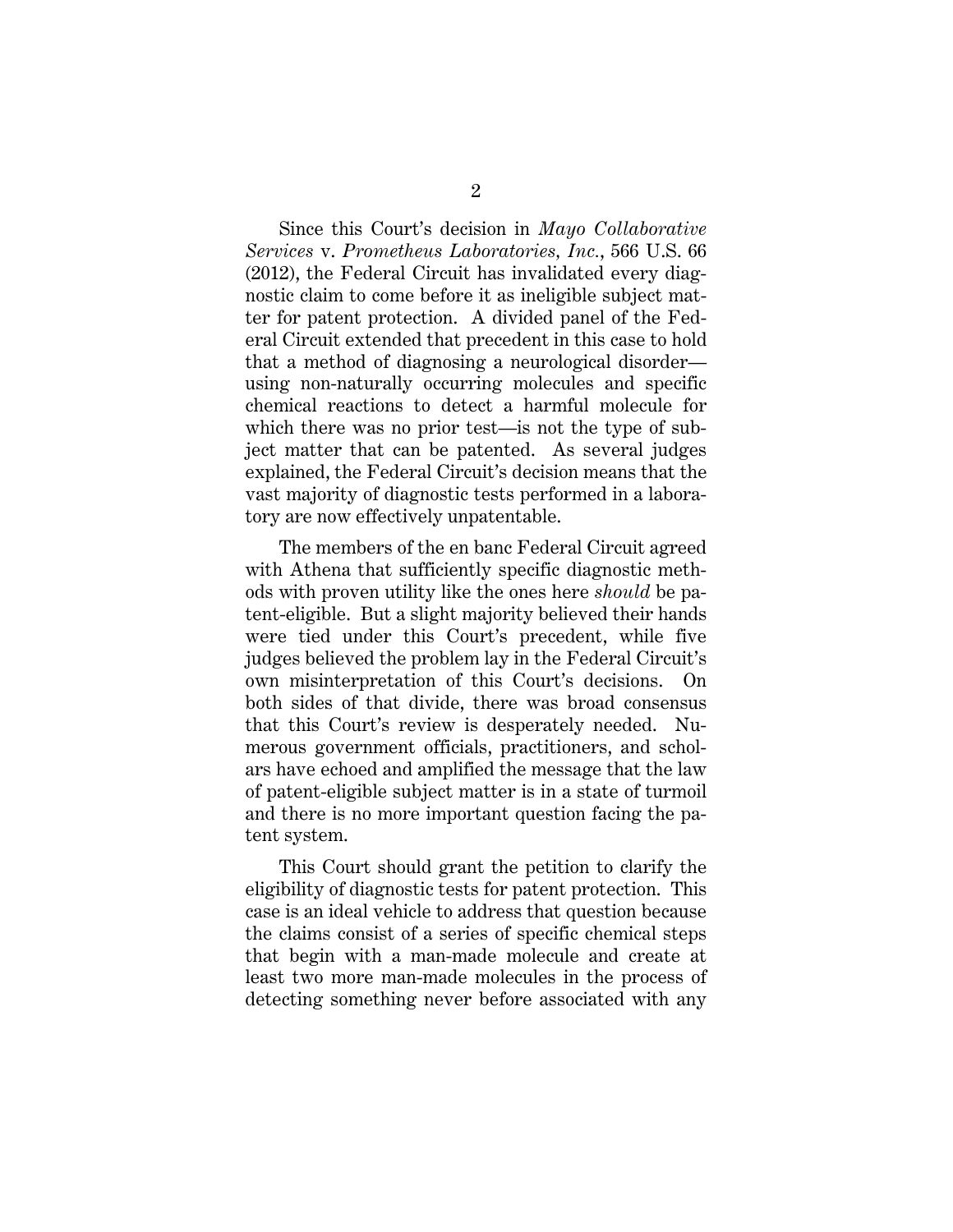Since this Court's decision in *Mayo Collaborative Services* v. *Prometheus Laboratories, Inc.*, 566 U.S. 66 (2012), the Federal Circuit has invalidated every diagnostic claim to come before it as ineligible subject matter for patent protection. A divided panel of the Federal Circuit extended that precedent in this case to hold that a method of diagnosing a neurological disorder—using non-naturally occurring molecules and specific chemical reactions to detect a harmful molecule for which there was no prior test—is not the type of subject matter that can be patented. As several judges explained, the Federal Circuit's decision means that the vast majority of diagnostic tests performed in a laboratory are now effectively unpatentable.

The members of the en banc Federal Circuit agreed with Athena that sufficiently specific diagnostic methods with proven utility like the ones here *should* be patent-eligible. But a slight majority believed their hands were tied under this Court's precedent, while five judges believed the problem lay in the Federal Circuit's own misinterpretation of this Court's decisions. On both sides of that divide, there was broad consensus that this Court's review is desperately needed. Numerous government officials, practitioners, and scholars have echoed and amplified the message that the law of patent-eligible subject matter is in a state of turmoil and there is no more important question facing the patent system.

This Court should grant the petition to clarify the eligibility of diagnostic tests for patent protection. This case is an ideal vehicle to address that question because the claims consist of a series of specific chemical steps that begin with a man-made molecule and create at least two more man-made molecules in the process of detecting something never before associated with any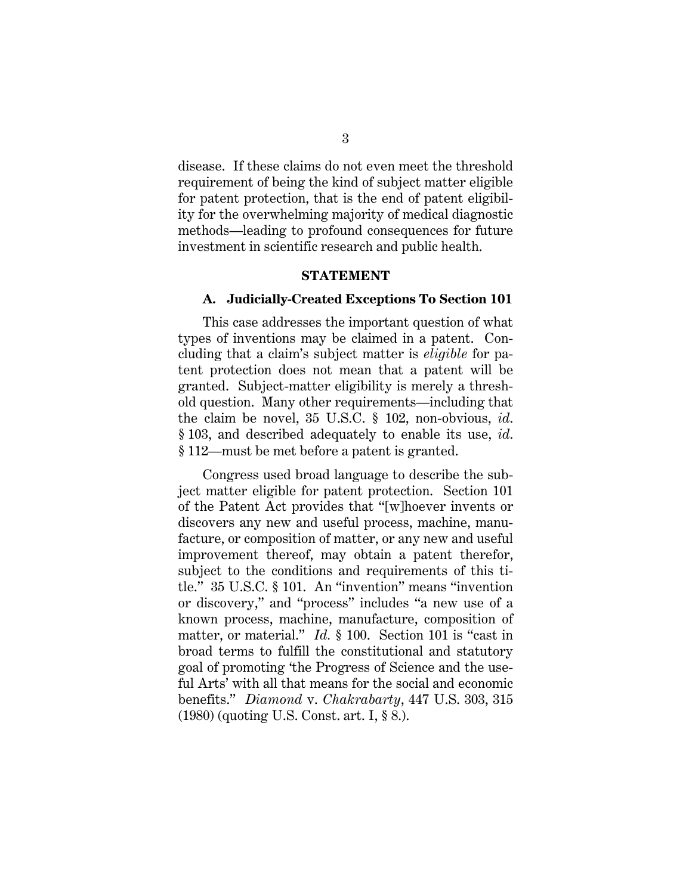disease. If these claims do not even meet the threshold requirement of being the kind of subject matter eligible for patent protection, that is the end of patent eligibility for the overwhelming majority of medical diagnostic methods—leading to profound consequences for future investment in scientific research and public health.

## STATEMENT

### A. Judicially-Created Exceptions To Section 101

This case addresses the important question of what types of inventions may be claimed in a patent. Concluding that a claim's subject matter is *eligible* for patent protection does not mean that a patent will be granted. Subject-matter eligibility is merely a threshold question. Many other requirements—including that the claim be novel, 35 U.S.C. § 102, non-obvious, *id.* § 103, and described adequately to enable its use, *id.* § 112—must be met before a patent is granted.

Congress used broad language to describe the subject matter eligible for patent protection. Section 101 of the Patent Act provides that "[w]hoever invents or discovers any new and useful process, machine, manufacture, or composition of matter, or any new and useful improvement thereof, may obtain a patent therefor, subject to the conditions and requirements of this title." 35 U.S.C. § 101. An "invention" means "invention or discovery," and "process" includes "a new use of a known process, machine, manufacture, composition of matter, or material." *Id.* § 100. Section 101 is "cast in broad terms to fulfill the constitutional and statutory goal of promoting 'the Progress of Science and the useful Arts' with all that means for the social and economic benefits." *Diamond* v. *Chakrabarty*, 447 U.S. 303, 315 (1980) (quoting U.S. Const. art. I, § 8.).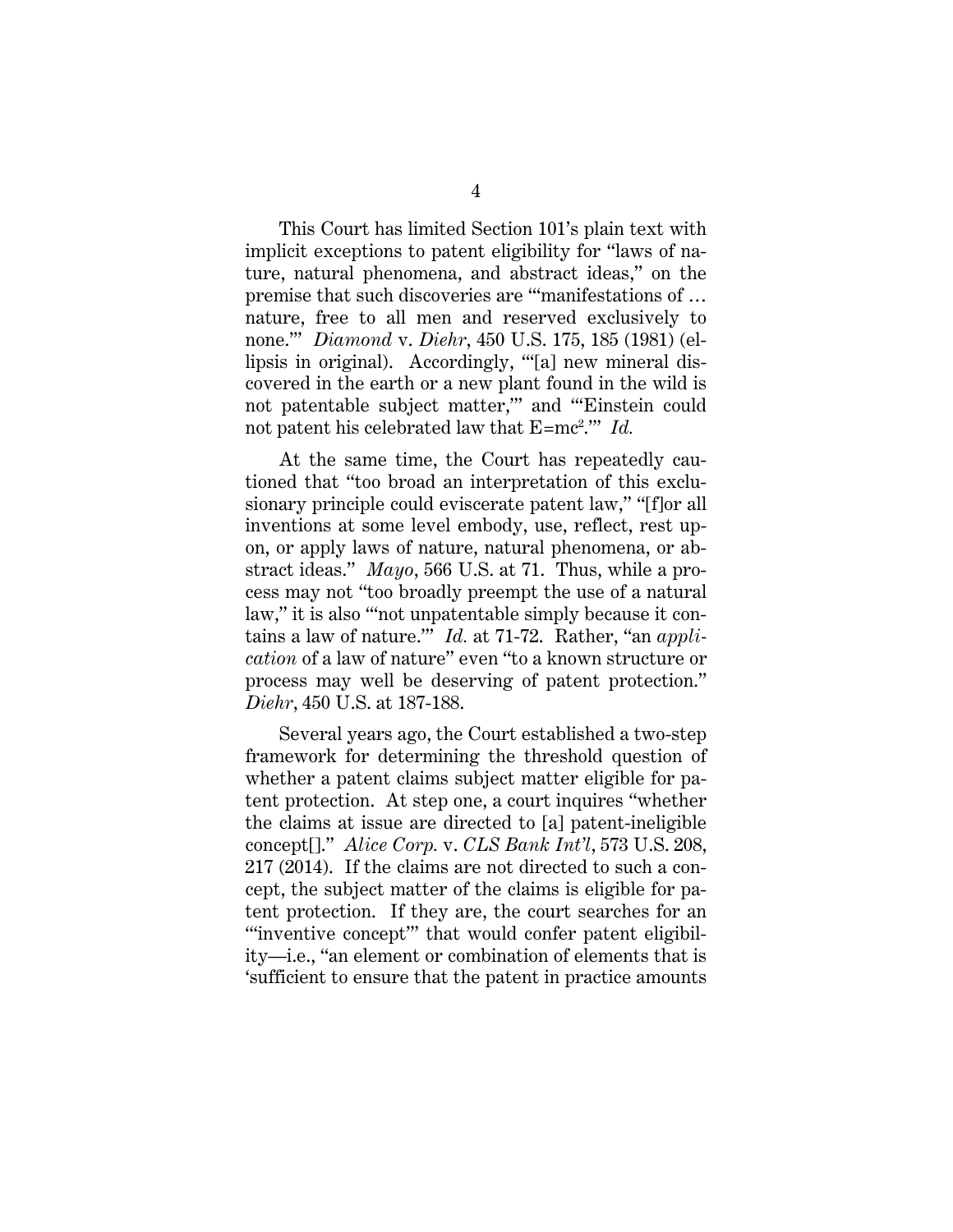This Court has limited Section 101's plain text with implicit exceptions to patent eligibility for "laws of nature, natural phenomena, and abstract ideas," on the premise that such discoveries are "'manifestations of … nature, free to all men and reserved exclusively to none.'" *Diamond* v. *Diehr*, 450 U.S. 175, 185 (1981) (ellipsis in original). Accordingly, "'[a] new mineral discovered in the earth or a new plant found in the wild is not patentable subject matter,'" and "'Einstein could not patent his celebrated law that $E=mc^2$.'" *Id.*

At the same time, the Court has repeatedly cautioned that "too broad an interpretation of this exclusionary principle could eviscerate patent law," "[f]or all inventions at some level embody, use, reflect, rest upon, or apply laws of nature, natural phenomena, or abstract ideas." *Mayo*, 566 U.S. at 71. Thus, while a process may not "too broadly preempt the use of a natural law," it is also "'not unpatentable simply because it contains a law of nature.'" *Id.* at 71-72. Rather, "an *application* of a law of nature" even "to a known structure or process may well be deserving of patent protection." *Diehr*, 450 U.S. at 187-188.

Several years ago, the Court established a two-step framework for determining the threshold question of whether a patent claims subject matter eligible for patent protection. At step one, a court inquires "whether the claims at issue are directed to [a] patent-ineligible concept[]." *Alice Corp.* v. *CLS Bank Int'l*, 573 U.S. 208, 217 (2014). If the claims are not directed to such a concept, the subject matter of the claims is eligible for patent protection. If they are, the court searches for an "'inventive concept'" that would confer patent eligibility—i.e., "an element or combination of elements that is 'sufficient to ensure that the patent in practice amounts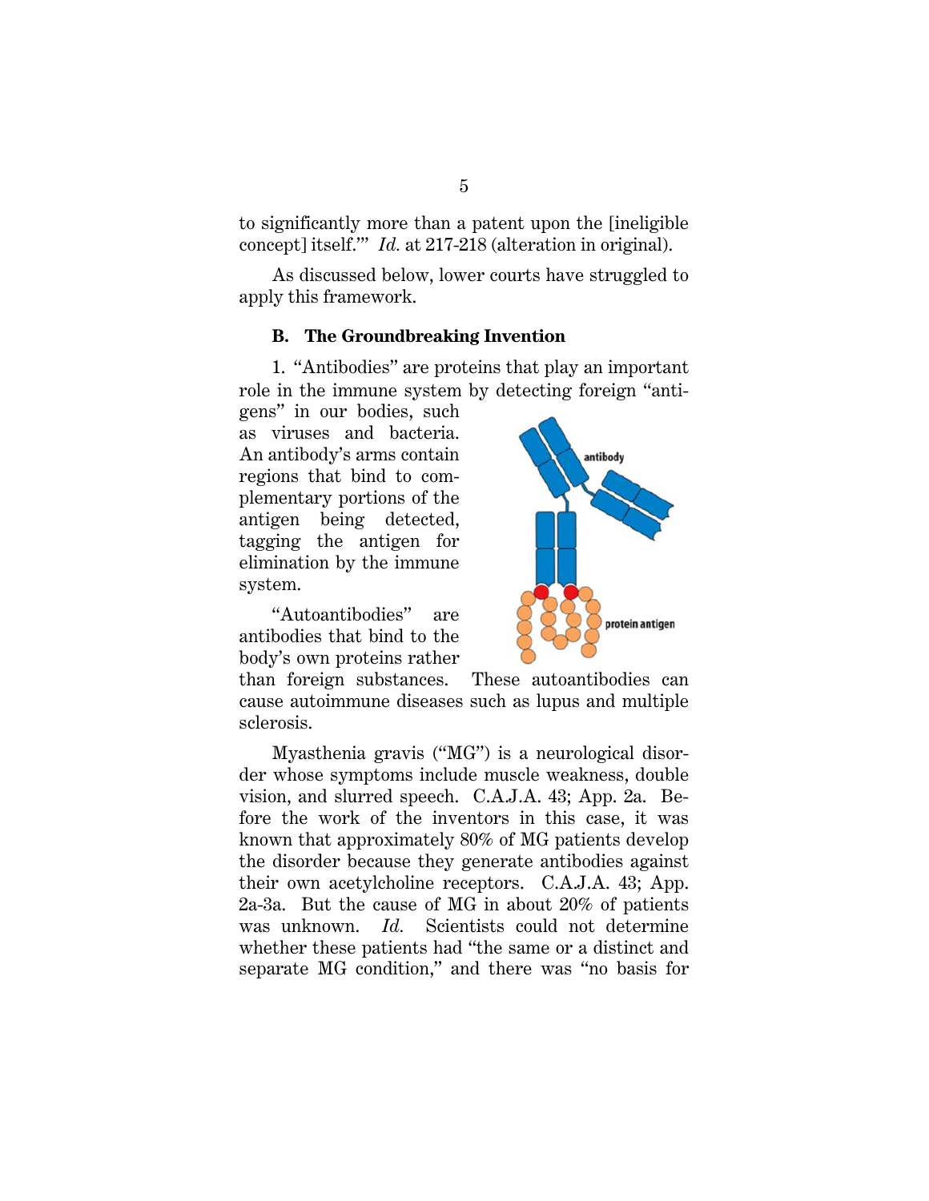to significantly more than a patent upon the [ineligible concept] itself.'" *Id.* at 217-218 (alteration in original).

As discussed below, lower courts have struggled to apply this framework.

### B. The Groundbreaking Invention

1. "Antibodies" are proteins that play an important role in the immune system by detecting foreign "antigens" in our bodies, such as viruses and bacteria. An antibody's arms contain regions that bind to complementary portions of the antigen being detected, tagging the antigen for elimination by the immune system.

"Autoantibodies" are antibodies that bind to the body's own proteins rather than foreign substances. These autoantibodies can cause autoimmune diseases such as lupus and multiple sclerosis.

Myasthenia gravis ("MG") is a neurological disorder whose symptoms include muscle weakness, double vision, and slurred speech. C.A.J.A. 43; App. 2a. Before the work of the inventors in this case, it was known that approximately 80% of MG patients develop the disorder because they generate antibodies against their own acetylcholine receptors. C.A.J.A. 43; App. 2a-3a. But the cause of MG in about 20% of patients was unknown. *Id.* Scientists could not determine whether these patients had "the same or a distinct and separate MG condition," and there was "no basis for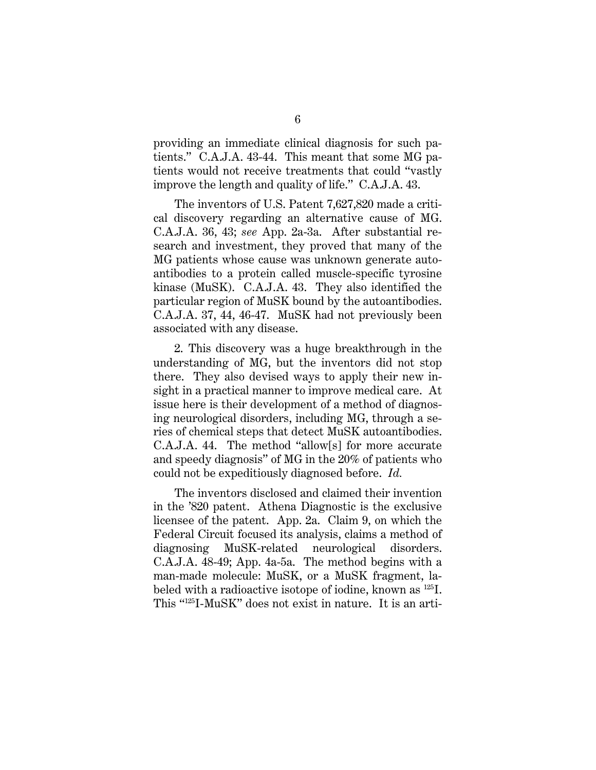providing an immediate clinical diagnosis for such patients." C.A.J.A. 43-44. This meant that some MG patients would not receive treatments that could "vastly improve the length and quality of life." C.A.J.A. 43.

The inventors of U.S. Patent 7,627,820 made a critical discovery regarding an alternative cause of MG. C.A.J.A. 36, 43; *see* App. 2a-3a. After substantial research and investment, they proved that many of the MG patients whose cause was unknown generate autoantibodies to a protein called muscle-specific tyrosine kinase (MuSK). C.A.J.A. 43. They also identified the particular region of MuSK bound by the autoantibodies. C.A.J.A. 37, 44, 46-47. MuSK had not previously been associated with any disease.

2. This discovery was a huge breakthrough in the understanding of MG, but the inventors did not stop there. They also devised ways to apply their new insight in a practical manner to improve medical care. At issue here is their development of a method of diagnosing neurological disorders, including MG, through a series of chemical steps that detect MuSK autoantibodies. C.A.J.A. 44. The method "allow[s] for more accurate and speedy diagnosis" of MG in the 20% of patients who could not be expeditiously diagnosed before. *Id.*

The inventors disclosed and claimed their invention in the '820 patent. Athena Diagnostic is the exclusive licensee of the patent. App. 2a. Claim 9, on which the Federal Circuit focused its analysis, claims a method of diagnosing MuSK-related neurological disorders. C.A.J.A. 48-49; App. 4a-5a. The method begins with a man-made molecule: MuSK, or a MuSK fragment, labeled with a radioactive isotope of iodine, known as $^{125}I$. This "$^{125}I$-MuSK" does not exist in nature. It is an arti-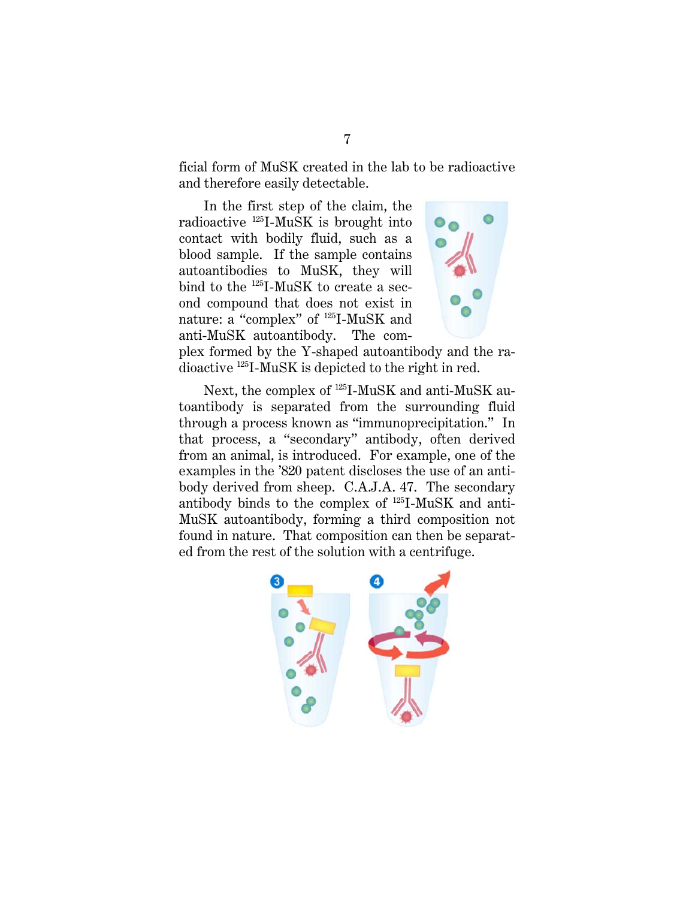ficial form of MuSK created in the lab to be radioactive and therefore easily detectable.

In the first step of the claim, the radioactive $^{125}$I-MuSK is brought into contact with bodily fluid, such as a blood sample. If the sample contains autoantibodies to MuSK, they will bind to the $^{125}$I-MuSK to create a second compound that does not exist in nature: a "complex" of $^{125}$I-MuSK and anti-MuSK autoantibody. The complex formed by the Y-shaped autoantibody and the radioactive $^{125}$I-MuSK is depicted to the right in red.

Next, the complex of $^{125}$I-MuSK and anti-MuSK autoantibody is separated from the surrounding fluid through a process known as "immunoprecipitation." In that process, a "secondary" antibody, often derived from an animal, is introduced. For example, one of the examples in the '820 patent discloses the use of an antibody derived from sheep. C.A.J.A. 47. The secondary antibody binds to the complex of $^{125}$I-MuSK and anti-MuSK autoantibody, forming a third composition not found in nature. That composition can then be separated from the rest of the solution with a centrifuge.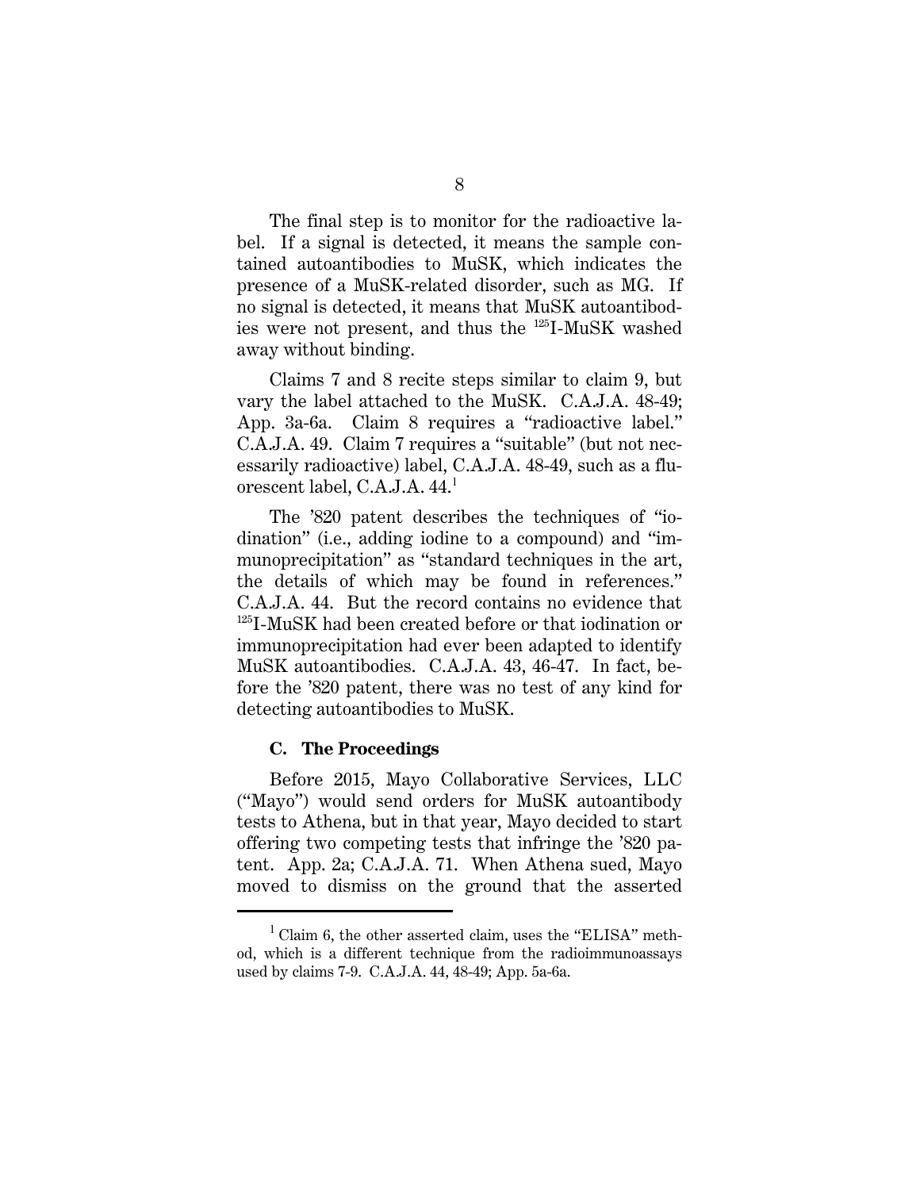The final step is to monitor for the radioactive label. If a signal is detected, it means the sample contained autoantibodies to MuSK, which indicates the presence of a MuSK-related disorder, such as MG. If no signal is detected, it means that MuSK autoantibodies were not present, and thus the $^{125}$I-MuSK washed away without binding.

Claims 7 and 8 recite steps similar to claim 9, but vary the label attached to the MuSK. C.A.J.A. 48-49; App. 3a-6a. Claim 8 requires a "radioactive label." C.A.J.A. 49. Claim 7 requires a "suitable" (but not necessarily radioactive) label, C.A.J.A. 48-49, such as a fluorescent label, C.A.J.A. 44.[1]

The '820 patent describes the techniques of "iodination" (i.e., adding iodine to a compound) and "immunoprecipitation" as "standard techniques in the art, the details of which may be found in references." C.A.J.A. 44. But the record contains no evidence that $^{125}$I-MuSK had been created before or that iodination or immunoprecipitation had ever been adapted to identify MuSK autoantibodies. C.A.J.A. 43, 46-47. In fact, before the '820 patent, there was no test of any kind for detecting autoantibodies to MuSK.

### C. The Proceedings

Before 2015, Mayo Collaborative Services, LLC ("Mayo") would send orders for MuSK autoantibody tests to Athena, but in that year, Mayo decided to start offering two competing tests that infringe the '820 patent. App. 2a; C.A.J.A. 71. When Athena sued, Mayo moved to dismiss on the ground that the asserted

---

[1] Claim 6, the other asserted claim, uses the "ELISA" method, which is a different technique from the radioimmunoassays used by claims 7-9. C.A.J.A. 44, 48-49; App. 5a-6a.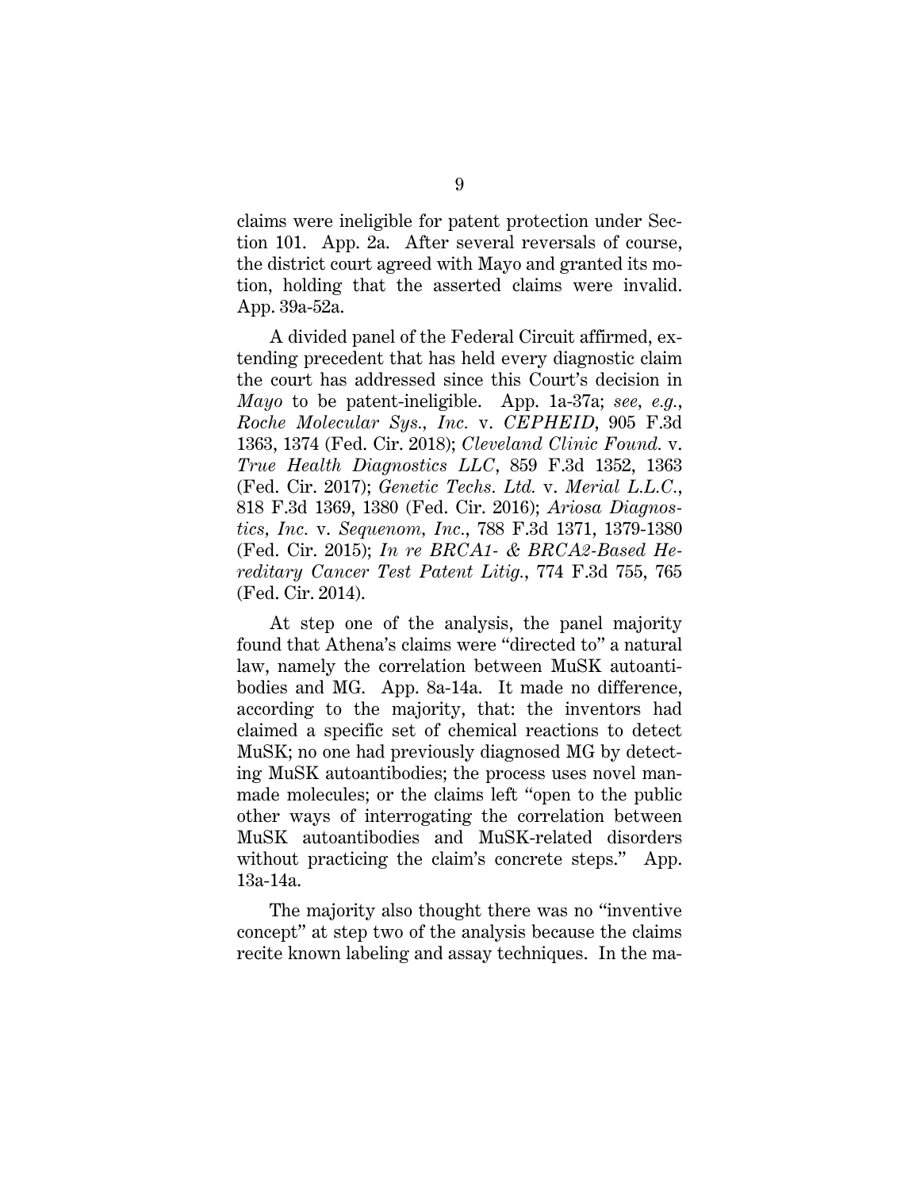claims were ineligible for patent protection under Section 101. App. 2a. After several reversals of course, the district court agreed with Mayo and granted its motion, holding that the asserted claims were invalid. App. 39a-52a.

A divided panel of the Federal Circuit affirmed, extending precedent that has held every diagnostic claim the court has addressed since this Court's decision in *Mayo* to be patent-ineligible. App. 1a-37a; *see, e.g.*, *Roche Molecular Sys., Inc.* v. *CEPHEID*, 905 F.3d 1363, 1374 (Fed. Cir. 2018); *Cleveland Clinic Found.* v. *True Health Diagnostics LLC*, 859 F.3d 1352, 1363 (Fed. Cir. 2017); *Genetic Techs. Ltd.* v. *Merial L.L.C.*, 818 F.3d 1369, 1380 (Fed. Cir. 2016); *Ariosa Diagnostics, Inc.* v. *Sequenom, Inc.*, 788 F.3d 1371, 1379-1380 (Fed. Cir. 2015); *In re BRCA1- & BRCA2-Based Hereditary Cancer Test Patent Litig.*, 774 F.3d 755, 765 (Fed. Cir. 2014).

At step one of the analysis, the panel majority found that Athena's claims were "directed to" a natural law, namely the correlation between MuSK autoantibodies and MG. App. 8a-14a. It made no difference, according to the majority, that: the inventors had claimed a specific set of chemical reactions to detect MuSK; no one had previously diagnosed MG by detecting MuSK autoantibodies; the process uses novel man-made molecules; or the claims left "open to the public other ways of interrogating the correlation between MuSK autoantibodies and MuSK-related disorders without practicing the claim's concrete steps." App. 13a-14a.

The majority also thought there was no "inventive concept" at step two of the analysis because the claims recite known labeling and assay techniques. In the ma-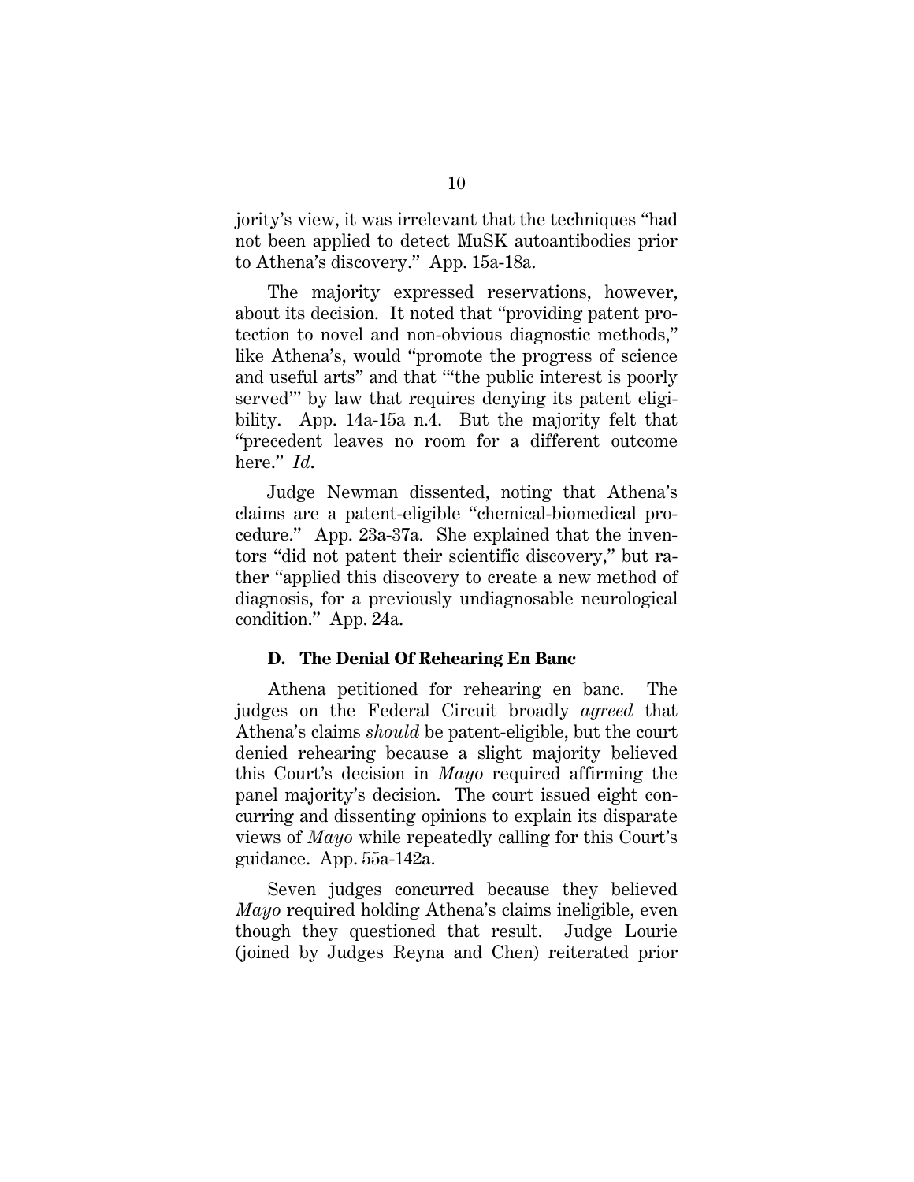jority's view, it was irrelevant that the techniques "had not been applied to detect MuSK autoantibodies prior to Athena's discovery." App. 15a-18a.

The majority expressed reservations, however, about its decision. It noted that "providing patent protection to novel and non-obvious diagnostic methods," like Athena's, would "promote the progress of science and useful arts" and that "'the public interest is poorly served'" by law that requires denying its patent eligibility. App. 14a-15a n.4. But the majority felt that "precedent leaves no room for a different outcome here." *Id.*

Judge Newman dissented, noting that Athena's claims are a patent-eligible "chemical-biomedical procedure." App. 23a-37a. She explained that the inventors "did not patent their scientific discovery," but rather "applied this discovery to create a new method of diagnosis, for a previously undiagnosable neurological condition." App. 24a.

### D. The Denial Of Rehearing En Banc

Athena petitioned for rehearing en banc. The judges on the Federal Circuit broadly *agreed* that Athena's claims *should* be patent-eligible, but the court denied rehearing because a slight majority believed this Court's decision in *Mayo* required affirming the panel majority's decision. The court issued eight concurring and dissenting opinions to explain its disparate views of *Mayo* while repeatedly calling for this Court's guidance. App. 55a-142a.

Seven judges concurred because they believed *Mayo* required holding Athena's claims ineligible, even though they questioned that result. Judge Lourie (joined by Judges Reyna and Chen) reiterated prior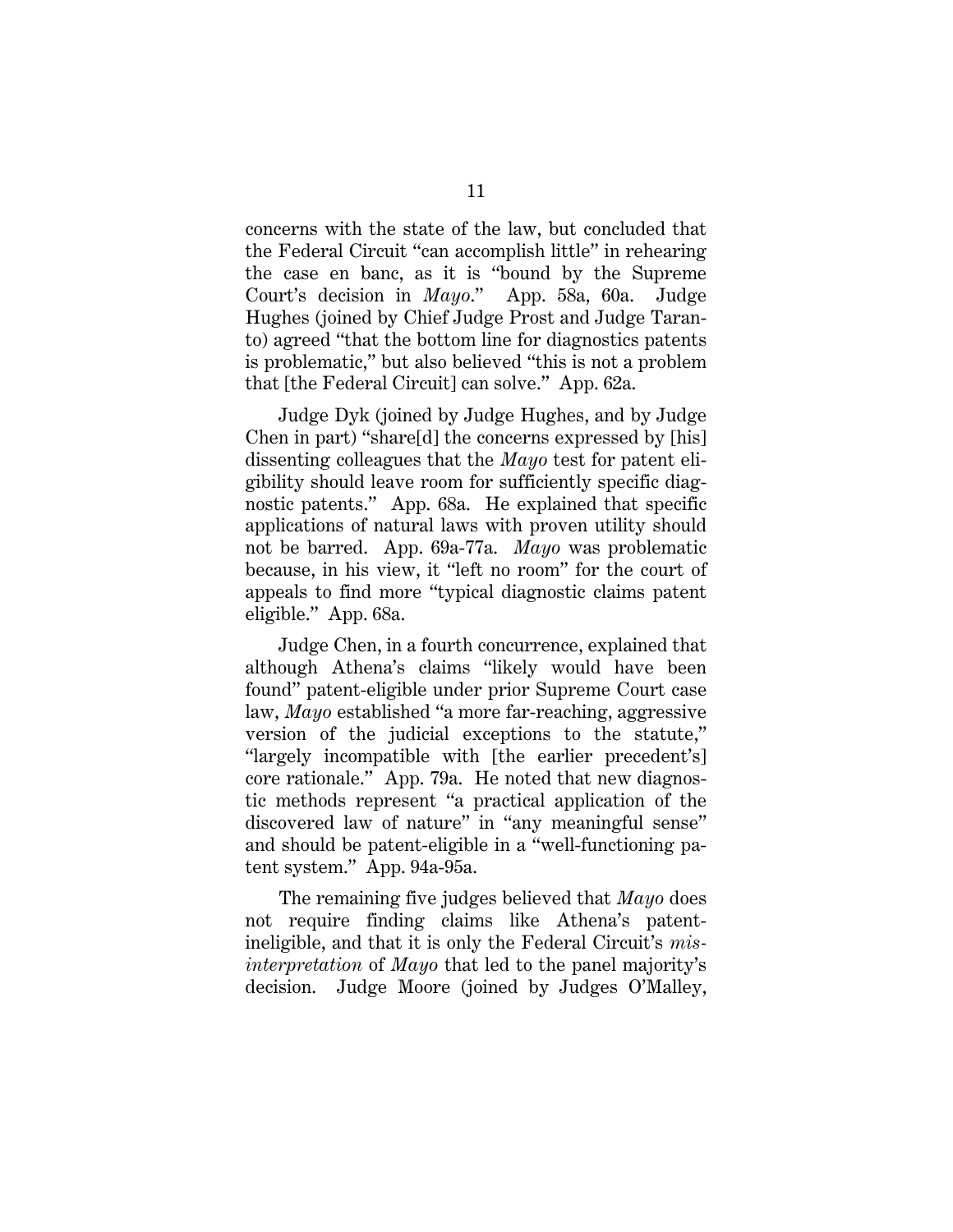concerns with the state of the law, but concluded that the Federal Circuit "can accomplish little" in rehearing the case en banc, as it is "bound by the Supreme Court's decision in *Mayo*." App. 58a, 60a. Judge Hughes (joined by Chief Judge Prost and Judge Taranto) agreed "that the bottom line for diagnostics patents is problematic," but also believed "this is not a problem that [the Federal Circuit] can solve." App. 62a.

Judge Dyk (joined by Judge Hughes, and by Judge Chen in part) "share[d] the concerns expressed by [his] dissenting colleagues that the *Mayo* test for patent eligibility should leave room for sufficiently specific diagnostic patents." App. 68a. He explained that specific applications of natural laws with proven utility should not be barred. App. 69a-77a. *Mayo* was problematic because, in his view, it "left no room" for the court of appeals to find more "typical diagnostic claims patent eligible." App. 68a.

Judge Chen, in a fourth concurrence, explained that although Athena's claims "likely would have been found" patent-eligible under prior Supreme Court case law, *Mayo* established "a more far-reaching, aggressive version of the judicial exceptions to the statute," "largely incompatible with [the earlier precedent's] core rationale." App. 79a. He noted that new diagnostic methods represent "a practical application of the discovered law of nature" in "any meaningful sense" and should be patent-eligible in a "well-functioning patent system." App. 94a-95a.

The remaining five judges believed that *Mayo* does not require finding claims like Athena's patent-ineligible, and that it is only the Federal Circuit's *misinterpretation* of *Mayo* that led to the panel majority's decision. Judge Moore (joined by Judges O'Malley,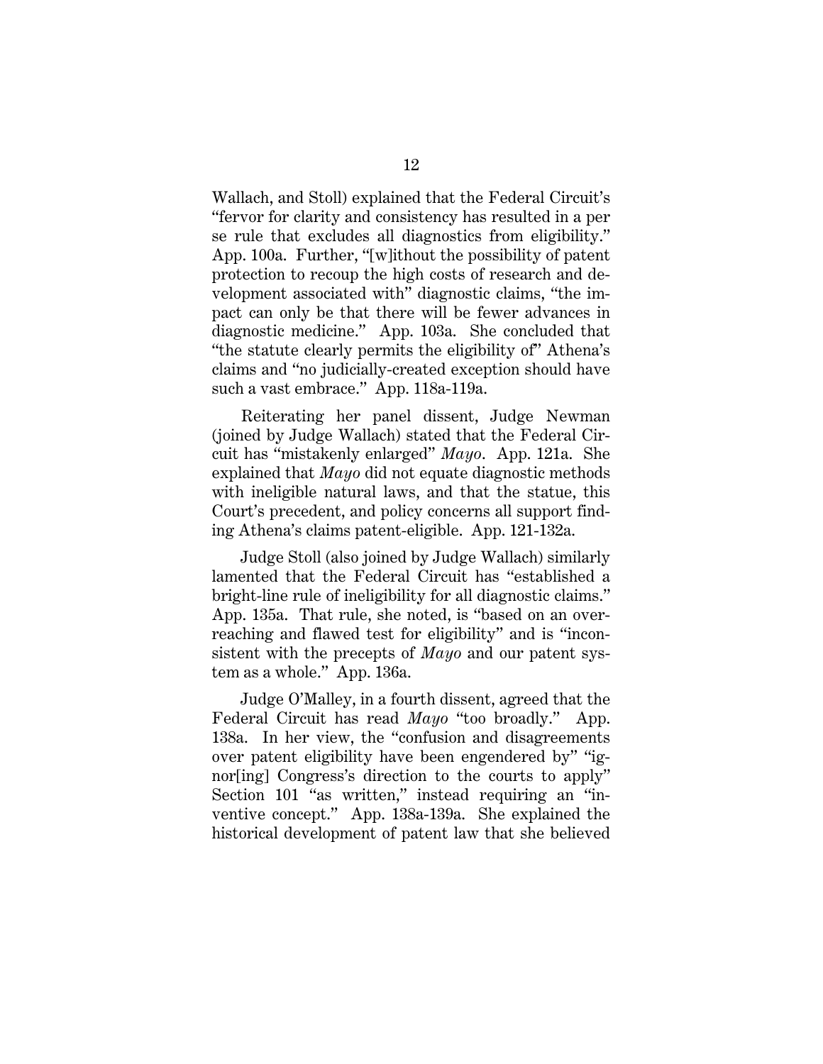Wallach, and Stoll) explained that the Federal Circuit's "fervor for clarity and consistency has resulted in a per se rule that excludes all diagnostics from eligibility." App. 100a. Further, "[w]ithout the possibility of patent protection to recoup the high costs of research and development associated with" diagnostic claims, "the impact can only be that there will be fewer advances in diagnostic medicine." App. 103a. She concluded that "the statute clearly permits the eligibility of" Athena's claims and "no judicially-created exception should have such a vast embrace." App. 118a-119a.

Reiterating her panel dissent, Judge Newman (joined by Judge Wallach) stated that the Federal Circuit has "mistakenly enlarged" *Mayo*. App. 121a. She explained that *Mayo* did not equate diagnostic methods with ineligible natural laws, and that the statue, this Court's precedent, and policy concerns all support finding Athena's claims patent-eligible. App. 121-132a.

Judge Stoll (also joined by Judge Wallach) similarly lamented that the Federal Circuit has "established a bright-line rule of ineligibility for all diagnostic claims." App. 135a. That rule, she noted, is "based on an overreaching and flawed test for eligibility" and is "inconsistent with the precepts of *Mayo* and our patent system as a whole." App. 136a.

Judge O'Malley, in a fourth dissent, agreed that the Federal Circuit has read *Mayo* "too broadly." App. 138a. In her view, the "confusion and disagreements over patent eligibility have been engendered by" "ignor[ing] Congress's direction to the courts to apply" Section 101 "as written," instead requiring an "inventive concept." App. 138a-139a. She explained the historical development of patent law that she believed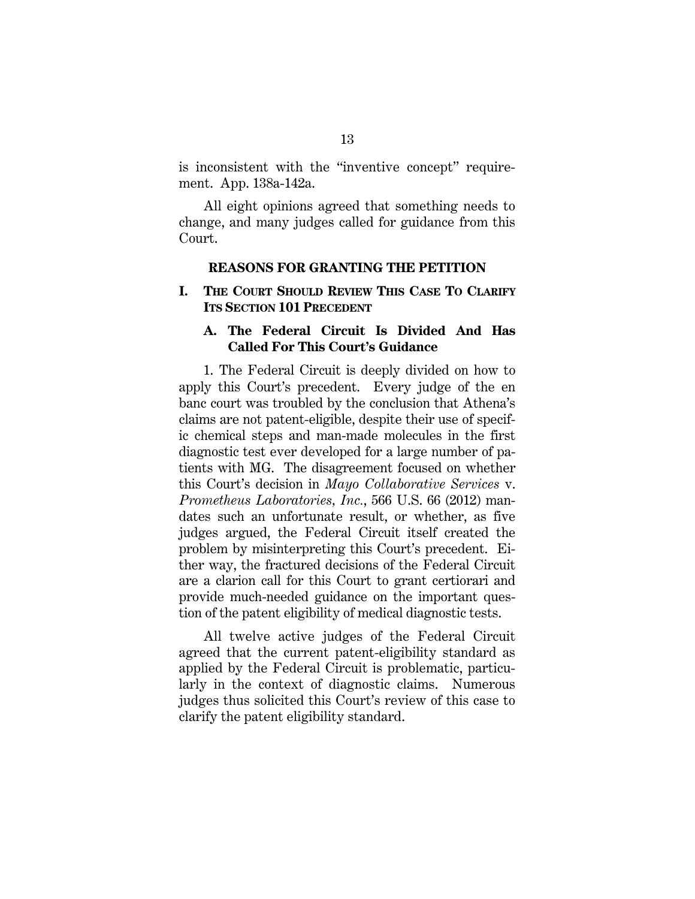is inconsistent with the "inventive concept" requirement. App. 138a-142a.

All eight opinions agreed that something needs to change, and many judges called for guidance from this Court.

## REASONS FOR GRANTING THE PETITION

### I. THE COURT SHOULD REVIEW THIS CASE TO CLARIFY ITS SECTION 101 PRECEDENT

#### A. The Federal Circuit Is Divided And Has Called For This Court's Guidance

1. The Federal Circuit is deeply divided on how to apply this Court's precedent. Every judge of the en banc court was troubled by the conclusion that Athena's claims are not patent-eligible, despite their use of specific chemical steps and man-made molecules in the first diagnostic test ever developed for a large number of patients with MG. The disagreement focused on whether this Court's decision in *Mayo Collaborative Services* v. *Prometheus Laboratories, Inc.*, 566 U.S. 66 (2012) mandates such an unfortunate result, or whether, as five judges argued, the Federal Circuit itself created the problem by misinterpreting this Court's precedent. Either way, the fractured decisions of the Federal Circuit are a clarion call for this Court to grant certiorari and provide much-needed guidance on the important question of the patent eligibility of medical diagnostic tests.

All twelve active judges of the Federal Circuit agreed that the current patent-eligibility standard as applied by the Federal Circuit is problematic, particularly in the context of diagnostic claims. Numerous judges thus solicited this Court's review of this case to clarify the patent eligibility standard.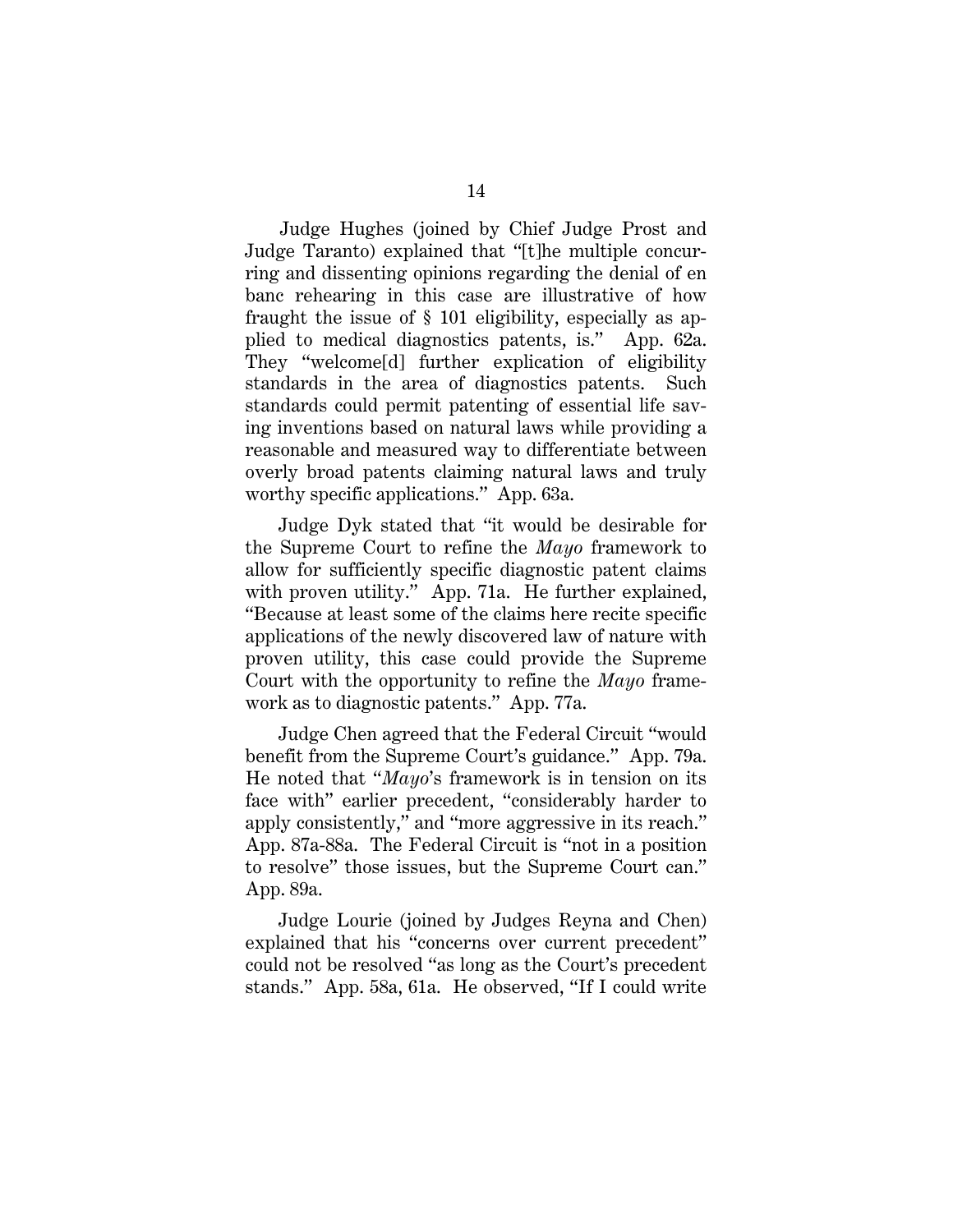Judge Hughes (joined by Chief Judge Prost and Judge Taranto) explained that "[t]he multiple concurring and dissenting opinions regarding the denial of en banc rehearing in this case are illustrative of how fraught the issue of § 101 eligibility, especially as applied to medical diagnostics patents, is." App. 62a. They "welcome[d] further explication of eligibility standards in the area of diagnostics patents. Such standards could permit patenting of essential life saving inventions based on natural laws while providing a reasonable and measured way to differentiate between overly broad patents claiming natural laws and truly worthy specific applications." App. 63a.

Judge Dyk stated that "it would be desirable for the Supreme Court to refine the *Mayo* framework to allow for sufficiently specific diagnostic patent claims with proven utility." App. 71a. He further explained, "Because at least some of the claims here recite specific applications of the newly discovered law of nature with proven utility, this case could provide the Supreme Court with the opportunity to refine the *Mayo* framework as to diagnostic patents." App. 77a.

Judge Chen agreed that the Federal Circuit "would benefit from the Supreme Court's guidance." App. 79a. He noted that "*Mayo*'s framework is in tension on its face with" earlier precedent, "considerably harder to apply consistently," and "more aggressive in its reach." App. 87a-88a. The Federal Circuit is "not in a position to resolve" those issues, but the Supreme Court can." App. 89a.

Judge Lourie (joined by Judges Reyna and Chen) explained that his "concerns over current precedent" could not be resolved "as long as the Court's precedent stands." App. 58a, 61a. He observed, "If I could write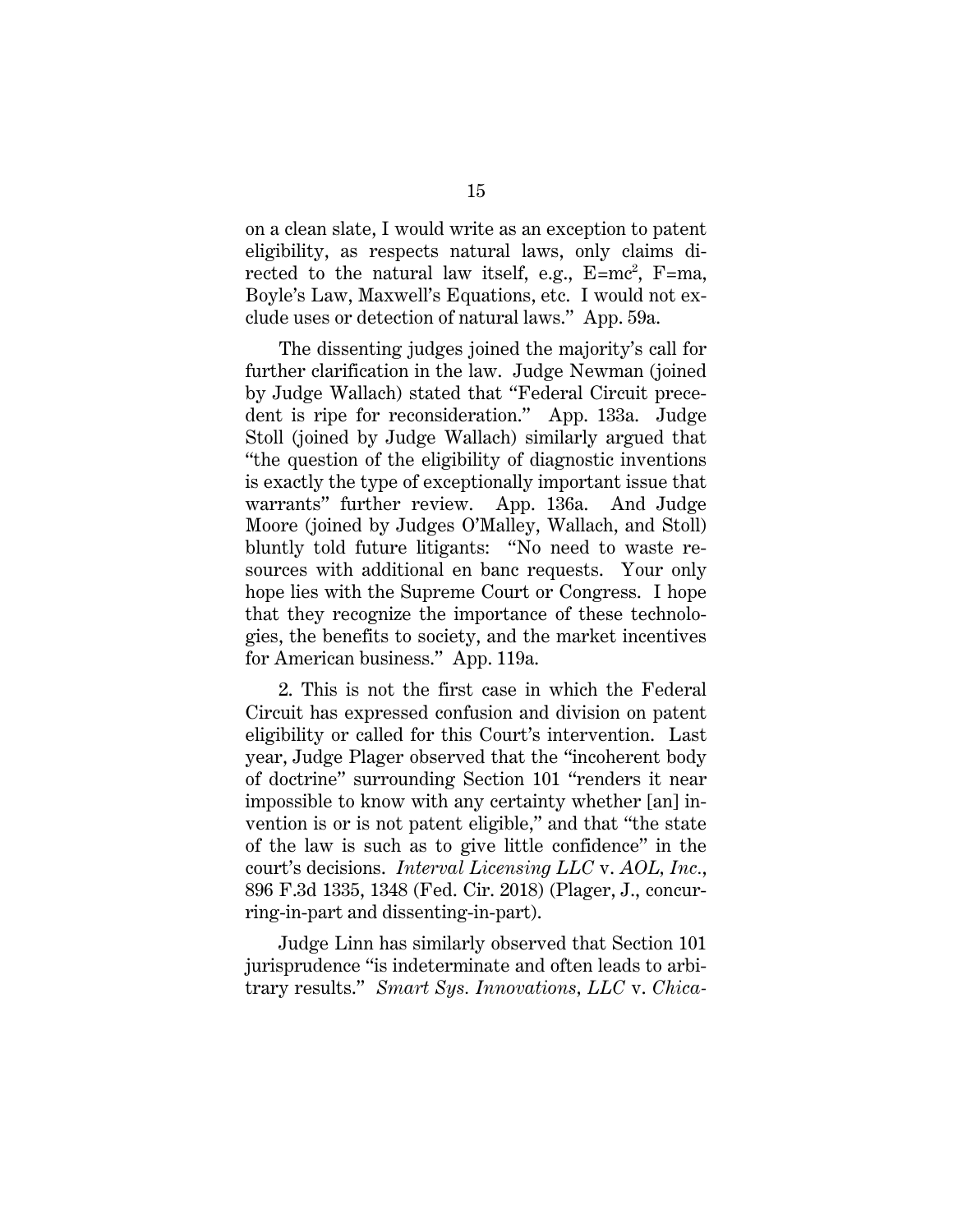on a clean slate, I would write as an exception to patent eligibility, as respects natural laws, only claims directed to the natural law itself, e.g., $E=mc^2$, $F=ma$, Boyle's Law, Maxwell's Equations, etc. I would not exclude uses or detection of natural laws." App. 59a.

The dissenting judges joined the majority's call for further clarification in the law. Judge Newman (joined by Judge Wallach) stated that "Federal Circuit precedent is ripe for reconsideration." App. 133a. Judge Stoll (joined by Judge Wallach) similarly argued that "the question of the eligibility of diagnostic inventions is exactly the type of exceptionally important issue that warrants" further review. App. 136a. And Judge Moore (joined by Judges O'Malley, Wallach, and Stoll) bluntly told future litigants: "No need to waste resources with additional en banc requests. Your only hope lies with the Supreme Court or Congress. I hope that they recognize the importance of these technologies, the benefits to society, and the market incentives for American business." App. 119a.

2. This is not the first case in which the Federal Circuit has expressed confusion and division on patent eligibility or called for this Court's intervention. Last year, Judge Plager observed that the "incoherent body of doctrine" surrounding Section 101 "renders it near impossible to know with any certainty whether [an] invention is or is not patent eligible," and that "the state of the law is such as to give little confidence" in the court's decisions. *Interval Licensing LLC* v. *AOL, Inc.*, 896 F.3d 1335, 1348 (Fed. Cir. 2018) (Plager, J., concurring-in-part and dissenting-in-part).

Judge Linn has similarly observed that Section 101 jurisprudence "is indeterminate and often leads to arbitrary results." *Smart Sys. Innovations, LLC* v. *Chica-*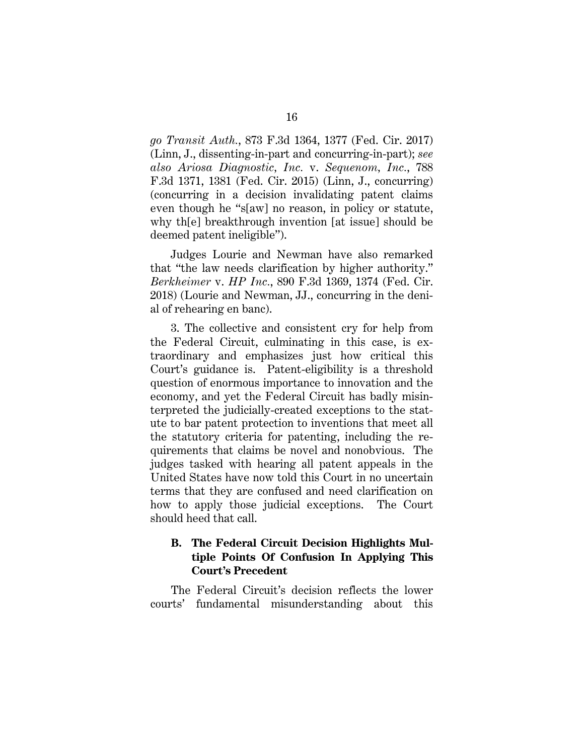*go Transit Auth.*, 873 F.3d 1364, 1377 (Fed. Cir. 2017) (Linn, J., dissenting-in-part and concurring-in-part); *see also Ariosa Diagnostic, Inc.* v. *Sequenom, Inc.*, 788 F.3d 1371, 1381 (Fed. Cir. 2015) (Linn, J., concurring) (concurring in a decision invalidating patent claims even though he "s[aw] no reason, in policy or statute, why th[e] breakthrough invention [at issue] should be deemed patent ineligible").

Judges Lourie and Newman have also remarked that "the law needs clarification by higher authority." *Berkheimer* v. *HP Inc.*, 890 F.3d 1369, 1374 (Fed. Cir. 2018) (Lourie and Newman, JJ., concurring in the denial of rehearing en banc).

3. The collective and consistent cry for help from the Federal Circuit, culminating in this case, is extraordinary and emphasizes just how critical this Court's guidance is. Patent-eligibility is a threshold question of enormous importance to innovation and the economy, and yet the Federal Circuit has badly misinterpreted the judicially-created exceptions to the statute to bar patent protection to inventions that meet all the statutory criteria for patenting, including the requirements that claims be novel and nonobvious. The judges tasked with hearing all patent appeals in the United States have now told this Court in no uncertain terms that they are confused and need clarification on how to apply those judicial exceptions. The Court should heed that call.

### B. The Federal Circuit Decision Highlights Multiple Points Of Confusion In Applying This Court's Precedent

The Federal Circuit's decision reflects the lower courts' fundamental misunderstanding about this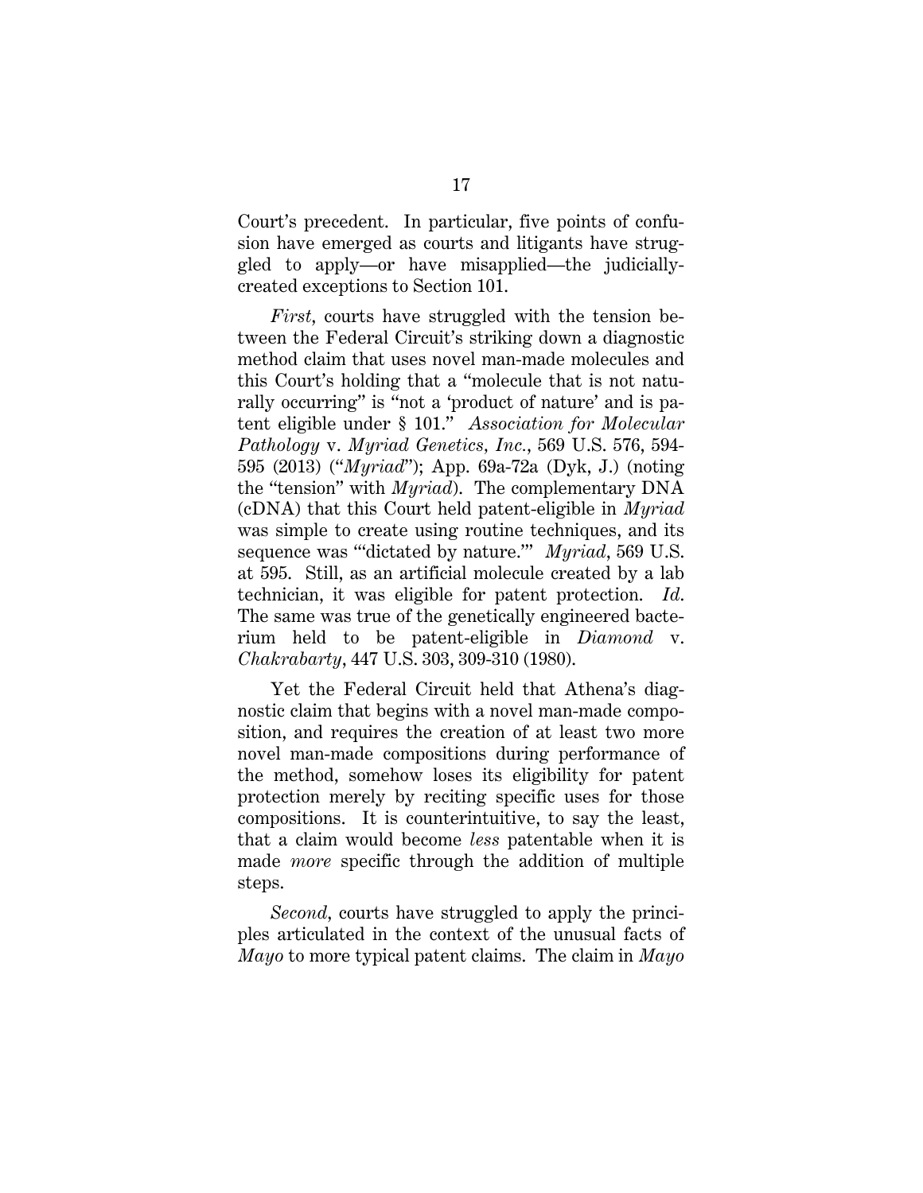Court's precedent. In particular, five points of confusion have emerged as courts and litigants have struggled to apply—or have misapplied—the judicially-created exceptions to Section 101.

*First*, courts have struggled with the tension between the Federal Circuit's striking down a diagnostic method claim that uses novel man-made molecules and this Court's holding that a "molecule that is not naturally occurring" is "not a 'product of nature' and is patent eligible under § 101." *Association for Molecular Pathology* v. *Myriad Genetics, Inc.*, 569 U.S. 576, 594-595 (2013) ("*Myriad*"); App. 69a-72a (Dyk, J.) (noting the "tension" with *Myriad*). The complementary DNA (cDNA) that this Court held patent-eligible in *Myriad* was simple to create using routine techniques, and its sequence was "'dictated by nature.'" *Myriad*, 569 U.S. at 595. Still, as an artificial molecule created by a lab technician, it was eligible for patent protection. *Id.* The same was true of the genetically engineered bacterium held to be patent-eligible in *Diamond* v. *Chakrabarty*, 447 U.S. 303, 309-310 (1980).

Yet the Federal Circuit held that Athena's diagnostic claim that begins with a novel man-made composition, and requires the creation of at least two more novel man-made compositions during performance of the method, somehow loses its eligibility for patent protection merely by reciting specific uses for those compositions. It is counterintuitive, to say the least, that a claim would become *less* patentable when it is made *more* specific through the addition of multiple steps.

*Second*, courts have struggled to apply the principles articulated in the context of the unusual facts of *Mayo* to more typical patent claims. The claim in *Mayo*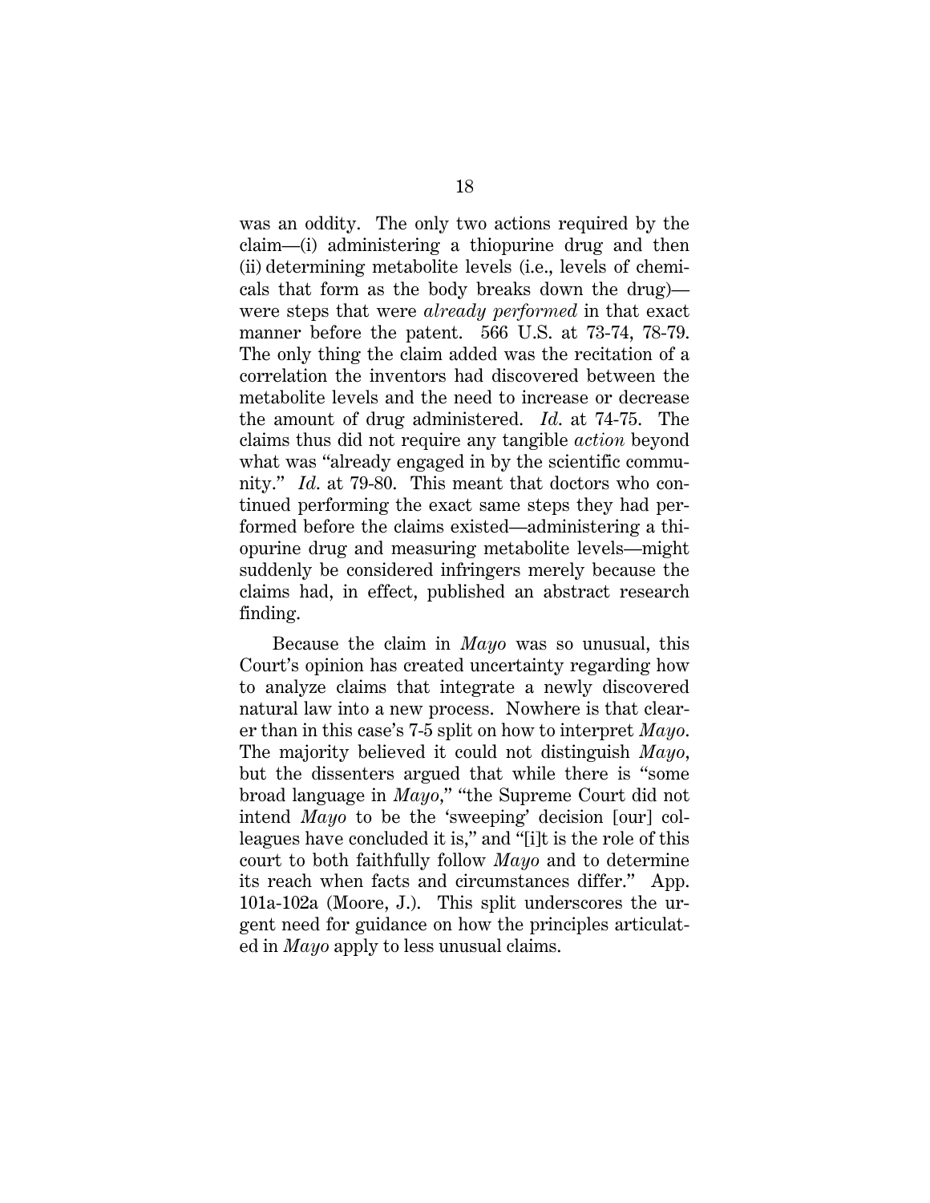was an oddity. The only two actions required by the claim—(i) administering a thiopurine drug and then (ii) determining metabolite levels (i.e., levels of chemicals that form as the body breaks down the drug)—were steps that were *already performed* in that exact manner before the patent. 566 U.S. at 73-74, 78-79. The only thing the claim added was the recitation of a correlation the inventors had discovered between the metabolite levels and the need to increase or decrease the amount of drug administered. *Id.* at 74-75. The claims thus did not require any tangible *action* beyond what was "already engaged in by the scientific community." *Id.* at 79-80. This meant that doctors who continued performing the exact same steps they had performed before the claims existed—administering a thiopurine drug and measuring metabolite levels—might suddenly be considered infringers merely because the claims had, in effect, published an abstract research finding.

Because the claim in *Mayo* was so unusual, this Court's opinion has created uncertainty regarding how to analyze claims that integrate a newly discovered natural law into a new process. Nowhere is that clearer than in this case's 7-5 split on how to interpret *Mayo*. The majority believed it could not distinguish *Mayo*, but the dissenters argued that while there is "some broad language in *Mayo*," "the Supreme Court did not intend *Mayo* to be the 'sweeping' decision [our] colleagues have concluded it is," and "[i]t is the role of this court to both faithfully follow *Mayo* and to determine its reach when facts and circumstances differ." App. 101a-102a (Moore, J.). This split underscores the urgent need for guidance on how the principles articulated in *Mayo* apply to less unusual claims.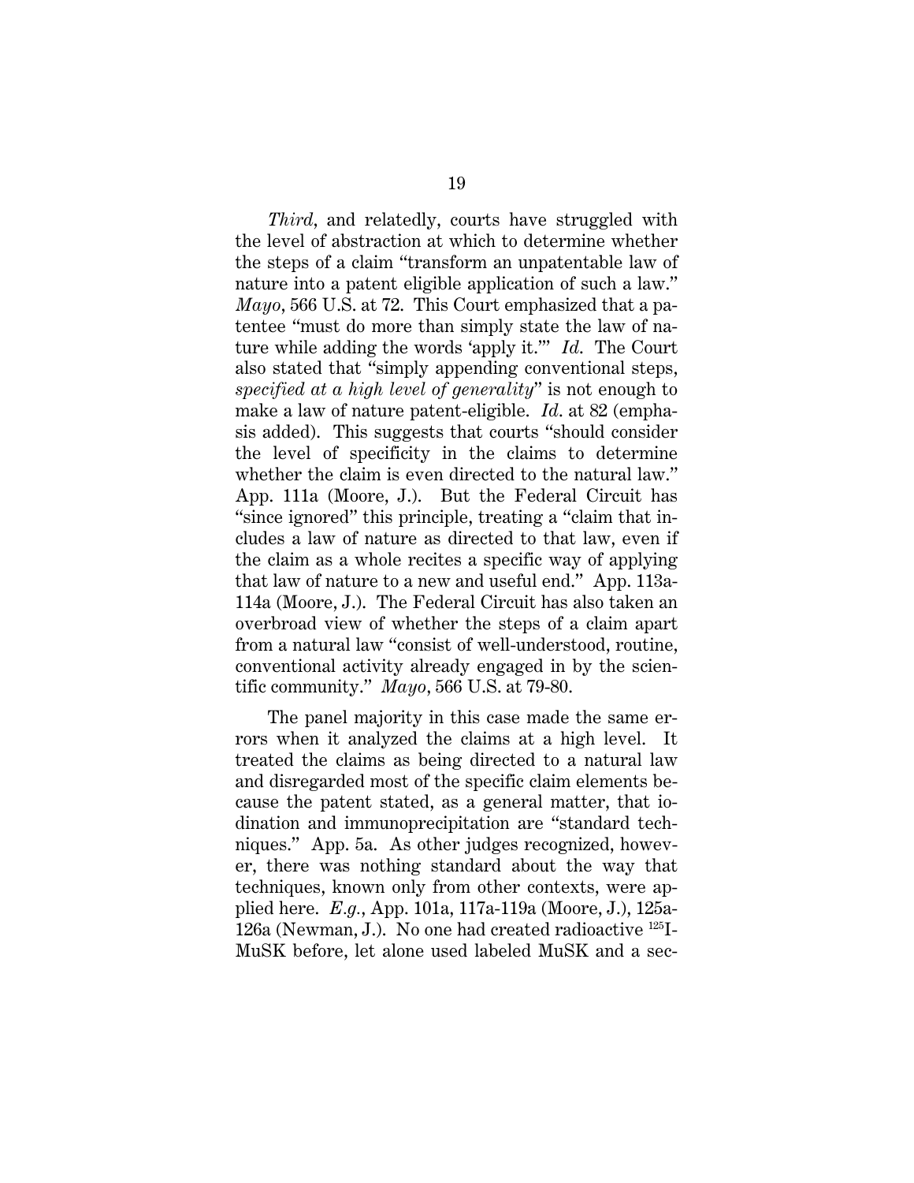*Third*, and relatedly, courts have struggled with the level of abstraction at which to determine whether the steps of a claim "transform an unpatentable law of nature into a patent eligible application of such a law." *Mayo*, 566 U.S. at 72. This Court emphasized that a patentee "must do more than simply state the law of nature while adding the words 'apply it.'" *Id.* The Court also stated that "simply appending conventional steps, *specified at a high level of generality*" is not enough to make a law of nature patent-eligible. *Id.* at 82 (emphasis added). This suggests that courts "should consider the level of specificity in the claims to determine whether the claim is even directed to the natural law." App. 111a (Moore, J.). But the Federal Circuit has "since ignored" this principle, treating a "claim that includes a law of nature as directed to that law, even if the claim as a whole recites a specific way of applying that law of nature to a new and useful end." App. 113a-114a (Moore, J.). The Federal Circuit has also taken an overbroad view of whether the steps of a claim apart from a natural law "consist of well-understood, routine, conventional activity already engaged in by the scientific community." *Mayo*, 566 U.S. at 79-80.

The panel majority in this case made the same errors when it analyzed the claims at a high level. It treated the claims as being directed to a natural law and disregarded most of the specific claim elements because the patent stated, as a general matter, that iodination and immunoprecipitation are "standard techniques." App. 5a. As other judges recognized, however, there was nothing standard about the way that techniques, known only from other contexts, were applied here. *E.g.*, App. 101a, 117a-119a (Moore, J.), 125a-126a (Newman, J.). No one had created radioactive $^{125}$I-MuSK before, let alone used labeled MuSK and a sec-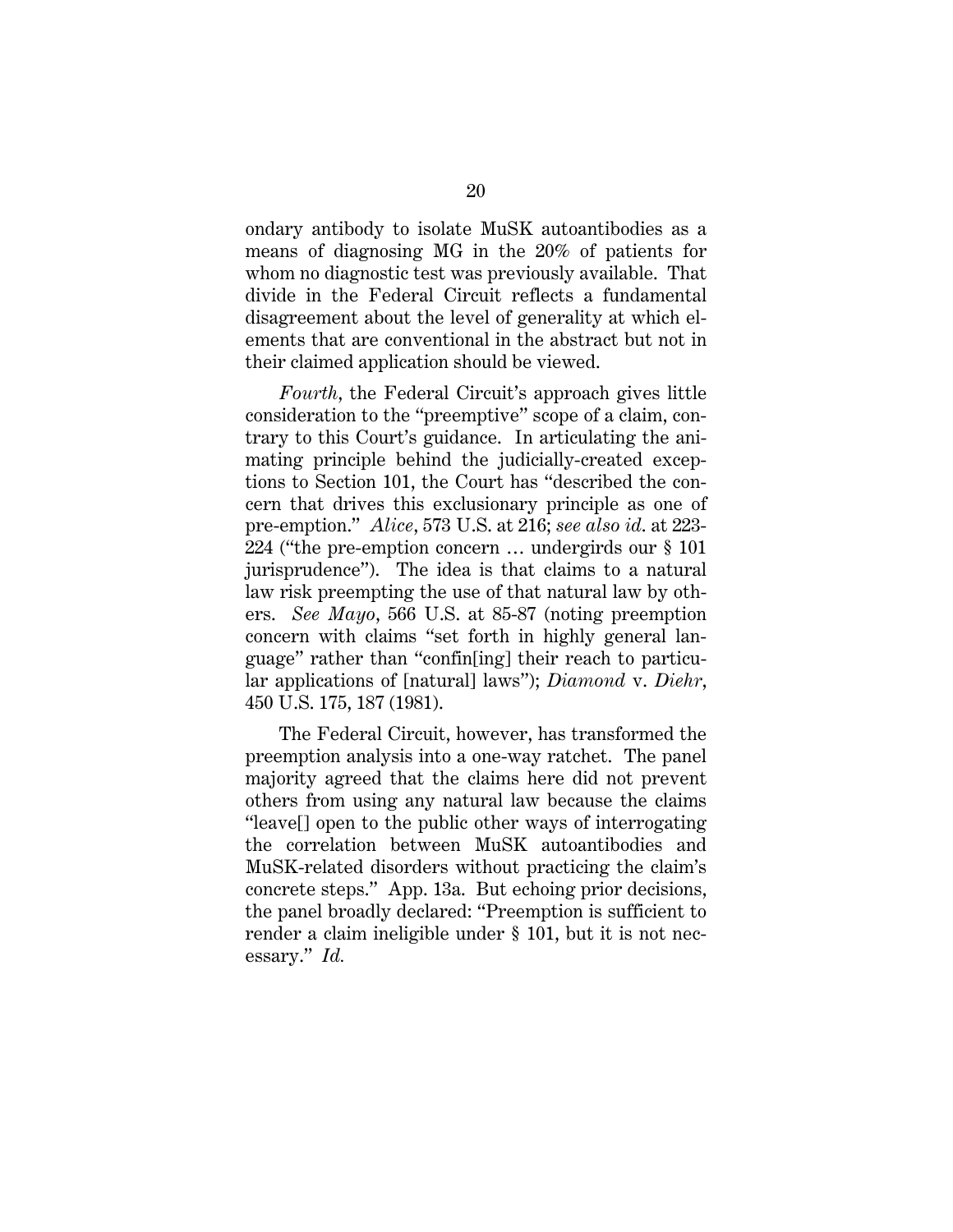ondary antibody to isolate MuSK autoantibodies as a means of diagnosing MG in the 20% of patients for whom no diagnostic test was previously available. That divide in the Federal Circuit reflects a fundamental disagreement about the level of generality at which elements that are conventional in the abstract but not in their claimed application should be viewed.

*Fourth*, the Federal Circuit's approach gives little consideration to the "preemptive" scope of a claim, contrary to this Court's guidance. In articulating the animating principle behind the judicially-created exceptions to Section 101, the Court has "described the concern that drives this exclusionary principle as one of pre-emption." *Alice*, 573 U.S. at 216; *see also id.* at 223-224 ("the pre-emption concern … undergirds our § 101 jurisprudence"). The idea is that claims to a natural law risk preempting the use of that natural law by others. *See Mayo*, 566 U.S. at 85-87 (noting preemption concern with claims "set forth in highly general language" rather than "confin[ing] their reach to particular applications of [natural] laws"); *Diamond* v. *Diehr*, 450 U.S. 175, 187 (1981).

The Federal Circuit, however, has transformed the preemption analysis into a one-way ratchet. The panel majority agreed that the claims here did not prevent others from using any natural law because the claims "leave[] open to the public other ways of interrogating the correlation between MuSK autoantibodies and MuSK-related disorders without practicing the claim's concrete steps." App. 13a. But echoing prior decisions, the panel broadly declared: "Preemption is sufficient to render a claim ineligible under § 101, but it is not necessary." *Id.*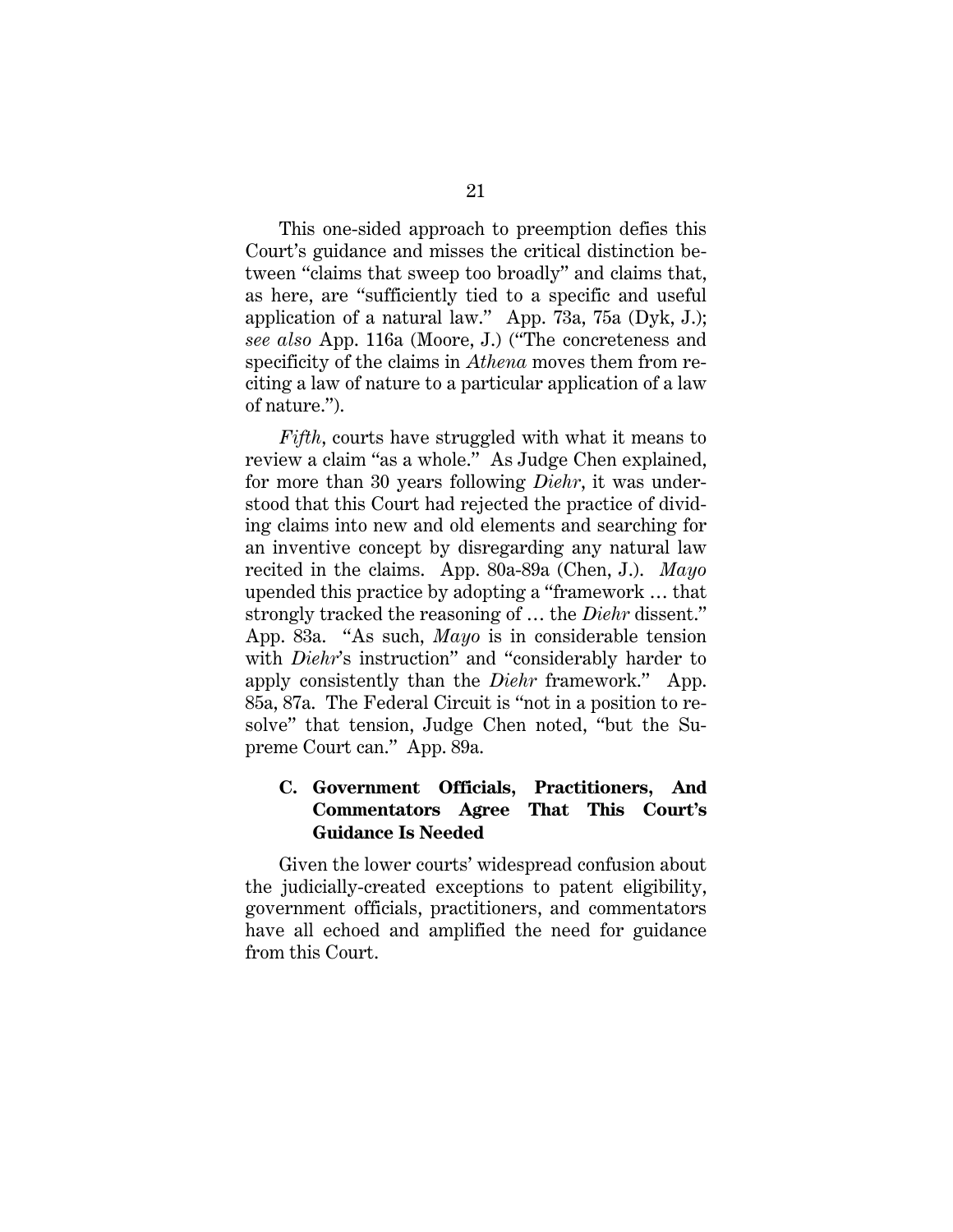This one-sided approach to preemption defies this Court's guidance and misses the critical distinction between "claims that sweep too broadly" and claims that, as here, are "sufficiently tied to a specific and useful application of a natural law." App. 73a, 75a (Dyk, J.); *see also* App. 116a (Moore, J.) ("The concreteness and specificity of the claims in *Athena* moves them from reciting a law of nature to a particular application of a law of nature.").

*Fifth*, courts have struggled with what it means to review a claim "as a whole." As Judge Chen explained, for more than 30 years following *Diehr*, it was understood that this Court had rejected the practice of dividing claims into new and old elements and searching for an inventive concept by disregarding any natural law recited in the claims. App. 80a-89a (Chen, J.). *Mayo* upended this practice by adopting a "framework … that strongly tracked the reasoning of … the *Diehr* dissent." App. 83a. "As such, *Mayo* is in considerable tension with *Diehr*'s instruction" and "considerably harder to apply consistently than the *Diehr* framework." App. 85a, 87a. The Federal Circuit is "not in a position to resolve" that tension, Judge Chen noted, "but the Supreme Court can." App. 89a.

### C. Government Officials, Practitioners, And Commentators Agree That This Court's Guidance Is Needed

Given the lower courts' widespread confusion about the judicially-created exceptions to patent eligibility, government officials, practitioners, and commentators have all echoed and amplified the need for guidance from this Court.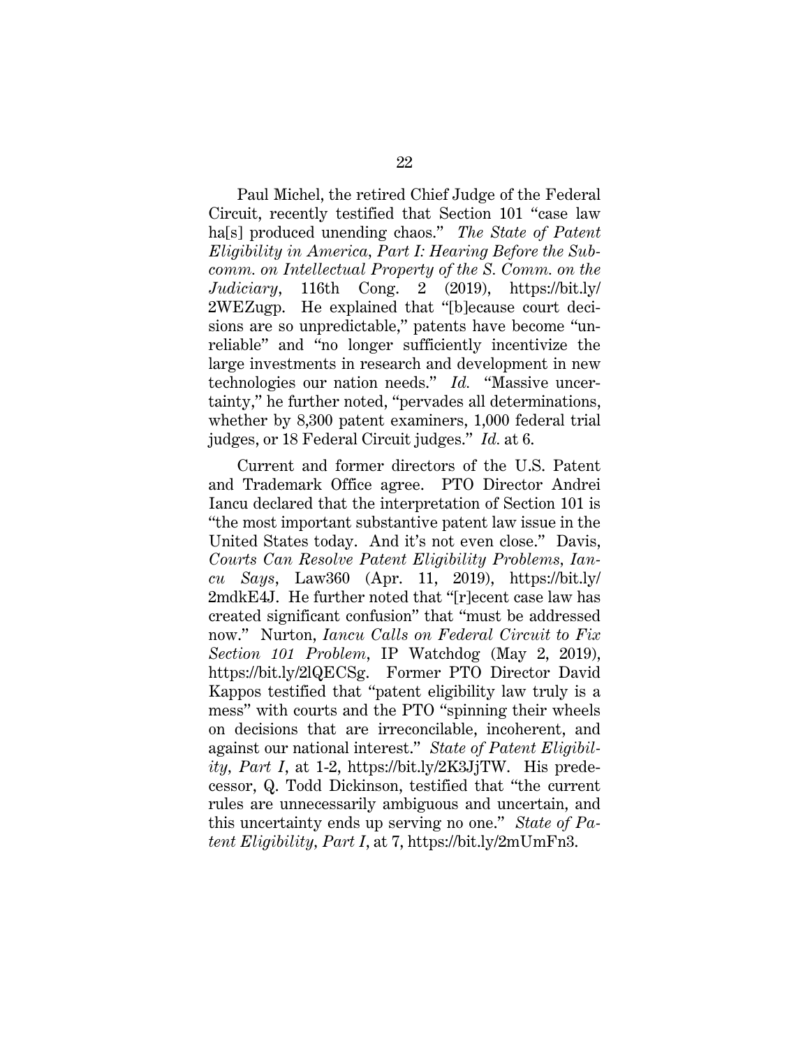Paul Michel, the retired Chief Judge of the Federal Circuit, recently testified that Section 101 "case law ha[s] produced unending chaos." *The State of Patent Eligibility in America, Part I: Hearing Before the Subcomm. on Intellectual Property of the S. Comm. on the Judiciary*, 116th Cong. 2 (2019), https://bit.ly/2WEZugp. He explained that "[b]ecause court decisions are so unpredictable," patents have become "unreliable" and "no longer sufficiently incentivize the large investments in research and development in new technologies our nation needs." *Id.* "Massive uncertainty," he further noted, "pervades all determinations, whether by 8,300 patent examiners, 1,000 federal trial judges, or 18 Federal Circuit judges." *Id.* at 6.

Current and former directors of the U.S. Patent and Trademark Office agree. PTO Director Andrei Iancu declared that the interpretation of Section 101 is "the most important substantive patent law issue in the United States today. And it's not even close." Davis, *Courts Can Resolve Patent Eligibility Problems, Iancu Says*, Law360 (Apr. 11, 2019), https://bit.ly/2mdkE4J. He further noted that "[r]ecent case law has created significant confusion" that "must be addressed now." Nurton, *Iancu Calls on Federal Circuit to Fix Section 101 Problem*, IP Watchdog (May 2, 2019), https://bit.ly/2lQECSg. Former PTO Director David Kappos testified that "patent eligibility law truly is a mess" with courts and the PTO "spinning their wheels on decisions that are irreconcilable, incoherent, and against our national interest." *State of Patent Eligibility, Part I*, at 1-2, https://bit.ly/2K3JjTW. His predecessor, Q. Todd Dickinson, testified that "the current rules are unnecessarily ambiguous and uncertain, and this uncertainty ends up serving no one." *State of Patent Eligibility, Part I*, at 7, https://bit.ly/2mUmFn3.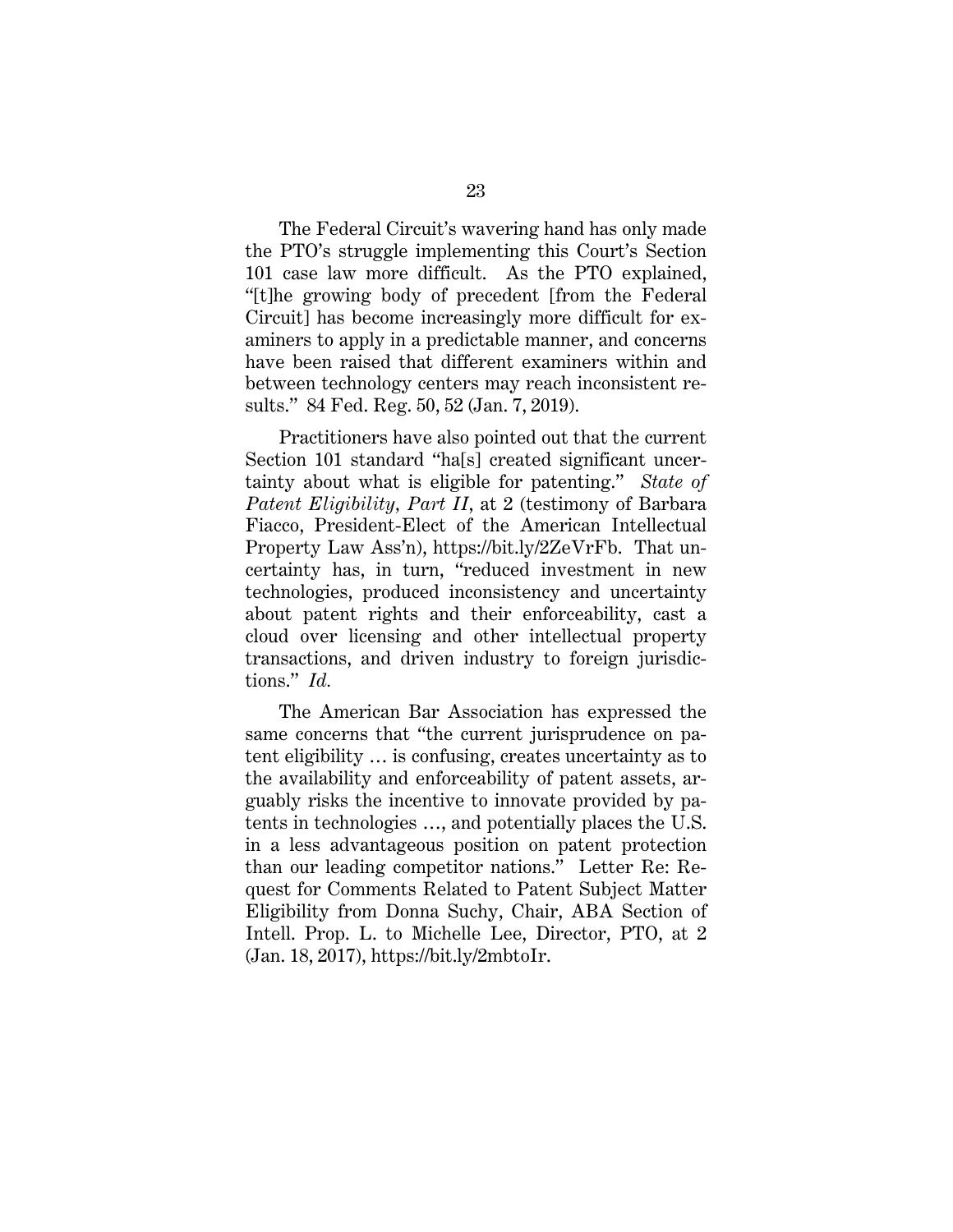The Federal Circuit's wavering hand has only made the PTO's struggle implementing this Court's Section 101 case law more difficult. As the PTO explained, "[t]he growing body of precedent [from the Federal Circuit] has become increasingly more difficult for examiners to apply in a predictable manner, and concerns have been raised that different examiners within and between technology centers may reach inconsistent results." 84 Fed. Reg. 50, 52 (Jan. 7, 2019).

Practitioners have also pointed out that the current Section 101 standard "ha[s] created significant uncertainty about what is eligible for patenting." *State of Patent Eligibility, Part II*, at 2 (testimony of Barbara Fiacco, President-Elect of the American Intellectual Property Law Ass'n), https://bit.ly/2ZeVrFb. That uncertainty has, in turn, "reduced investment in new technologies, produced inconsistency and uncertainty about patent rights and their enforceability, cast a cloud over licensing and other intellectual property transactions, and driven industry to foreign jurisdictions." *Id.*

The American Bar Association has expressed the same concerns that "the current jurisprudence on patent eligibility … is confusing, creates uncertainty as to the availability and enforceability of patent assets, arguably risks the incentive to innovate provided by patents in technologies …, and potentially places the U.S. in a less advantageous position on patent protection than our leading competitor nations." Letter Re: Request for Comments Related to Patent Subject Matter Eligibility from Donna Suchy, Chair, ABA Section of Intell. Prop. L. to Michelle Lee, Director, PTO, at 2 (Jan. 18, 2017), https://bit.ly/2mbtoIr.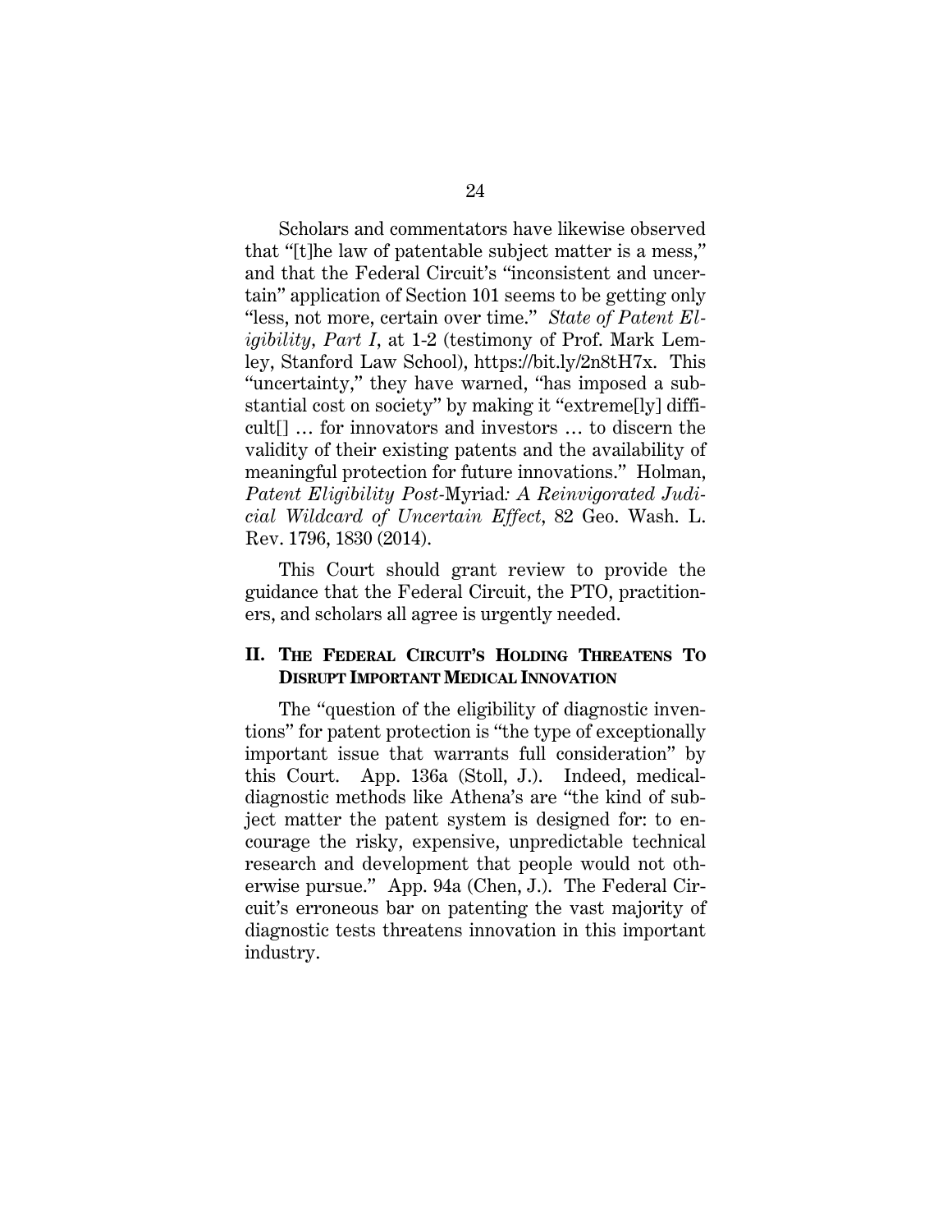Scholars and commentators have likewise observed that "[t]he law of patentable subject matter is a mess," and that the Federal Circuit's "inconsistent and uncertain" application of Section 101 seems to be getting only "less, not more, certain over time." *State of Patent Eligibility, Part I*, at 1-2 (testimony of Prof. Mark Lemley, Stanford Law School), https://bit.ly/2n8tH7x. This "uncertainty," they have warned, "has imposed a substantial cost on society" by making it "extreme[ly] difficult[] … for innovators and investors … to discern the validity of their existing patents and the availability of meaningful protection for future innovations." Holman, *Patent Eligibility Post-*Myriad*: A Reinvigorated Judicial Wildcard of Uncertain Effect*, 82 Geo. Wash. L. Rev. 1796, 1830 (2014).

This Court should grant review to provide the guidance that the Federal Circuit, the PTO, practitioners, and scholars all agree is urgently needed.

## II. THE FEDERAL CIRCUIT'S HOLDING THREATENS TO DISRUPT IMPORTANT MEDICAL INNOVATION

The "question of the eligibility of diagnostic inventions" for patent protection is "the type of exceptionally important issue that warrants full consideration" by this Court. App. 136a (Stoll, J.). Indeed, medical-diagnostic methods like Athena's are "the kind of subject matter the patent system is designed for: to encourage the risky, expensive, unpredictable technical research and development that people would not otherwise pursue." App. 94a (Chen, J.). The Federal Circuit's erroneous bar on patenting the vast majority of diagnostic tests threatens innovation in this important industry.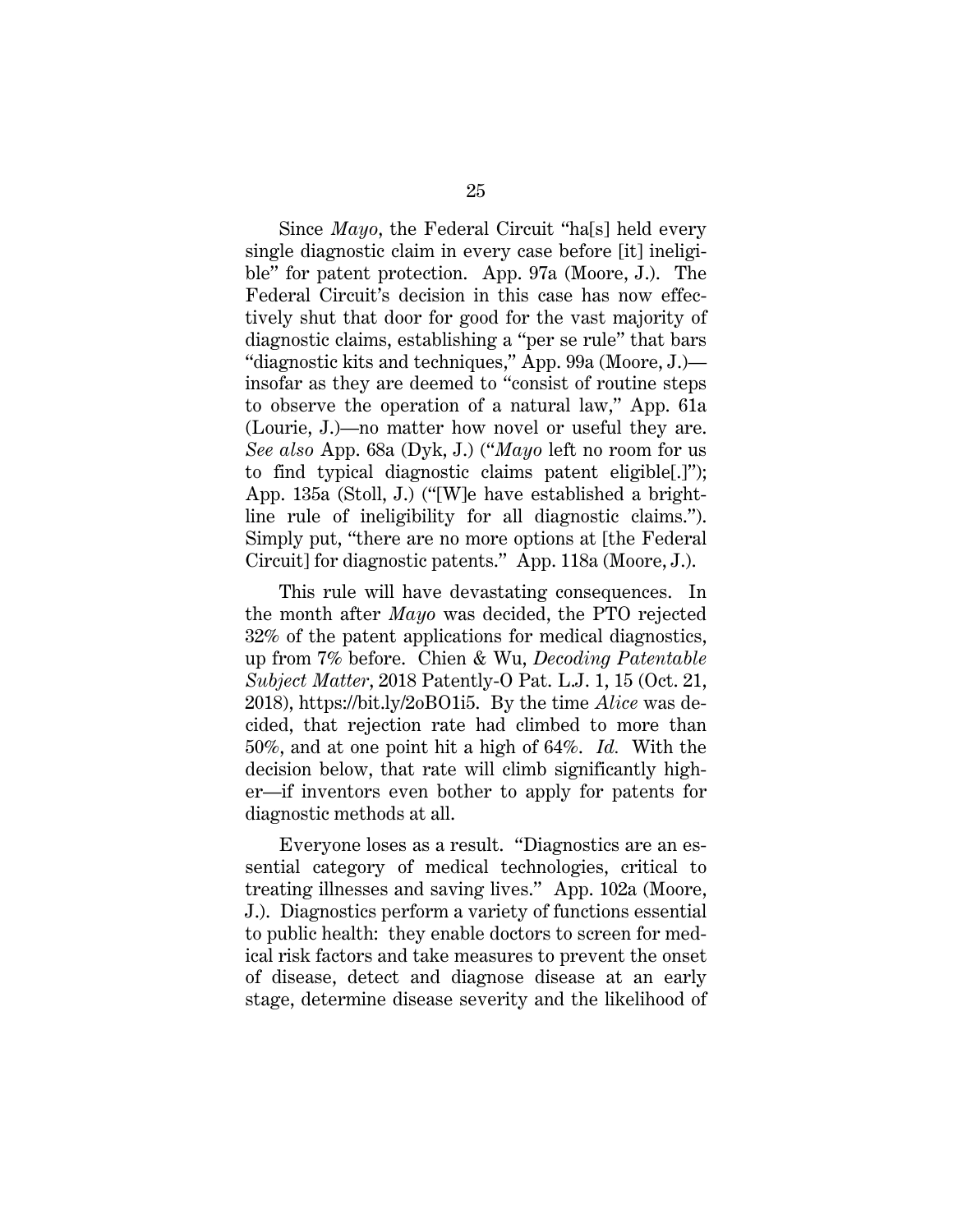Since *Mayo*, the Federal Circuit "ha[s] held every single diagnostic claim in every case before [it] ineligible" for patent protection. App. 97a (Moore, J.). The Federal Circuit's decision in this case has now effectively shut that door for good for the vast majority of diagnostic claims, establishing a "per se rule" that bars "diagnostic kits and techniques," App. 99a (Moore, J.)—insofar as they are deemed to "consist of routine steps to observe the operation of a natural law," App. 61a (Lourie, J.)—no matter how novel or useful they are. *See also* App. 68a (Dyk, J.) ("*Mayo* left no room for us to find typical diagnostic claims patent eligible[.]"); App. 135a (Stoll, J.) ("[W]e have established a bright-line rule of ineligibility for all diagnostic claims."). Simply put, "there are no more options at [the Federal Circuit] for diagnostic patents." App. 118a (Moore, J.).

This rule will have devastating consequences. In the month after *Mayo* was decided, the PTO rejected 32% of the patent applications for medical diagnostics, up from 7% before. Chien & Wu, *Decoding Patentable Subject Matter*, 2018 Patently-O Pat. L.J. 1, 15 (Oct. 21, 2018), https://bit.ly/2oBO1i5. By the time *Alice* was decided, that rejection rate had climbed to more than 50%, and at one point hit a high of 64%. *Id.* With the decision below, that rate will climb significantly higher—if inventors even bother to apply for patents for diagnostic methods at all.

Everyone loses as a result. "Diagnostics are an essential category of medical technologies, critical to treating illnesses and saving lives." App. 102a (Moore, J.). Diagnostics perform a variety of functions essential to public health: they enable doctors to screen for medical risk factors and take measures to prevent the onset of disease, detect and diagnose disease at an early stage, determine disease severity and the likelihood of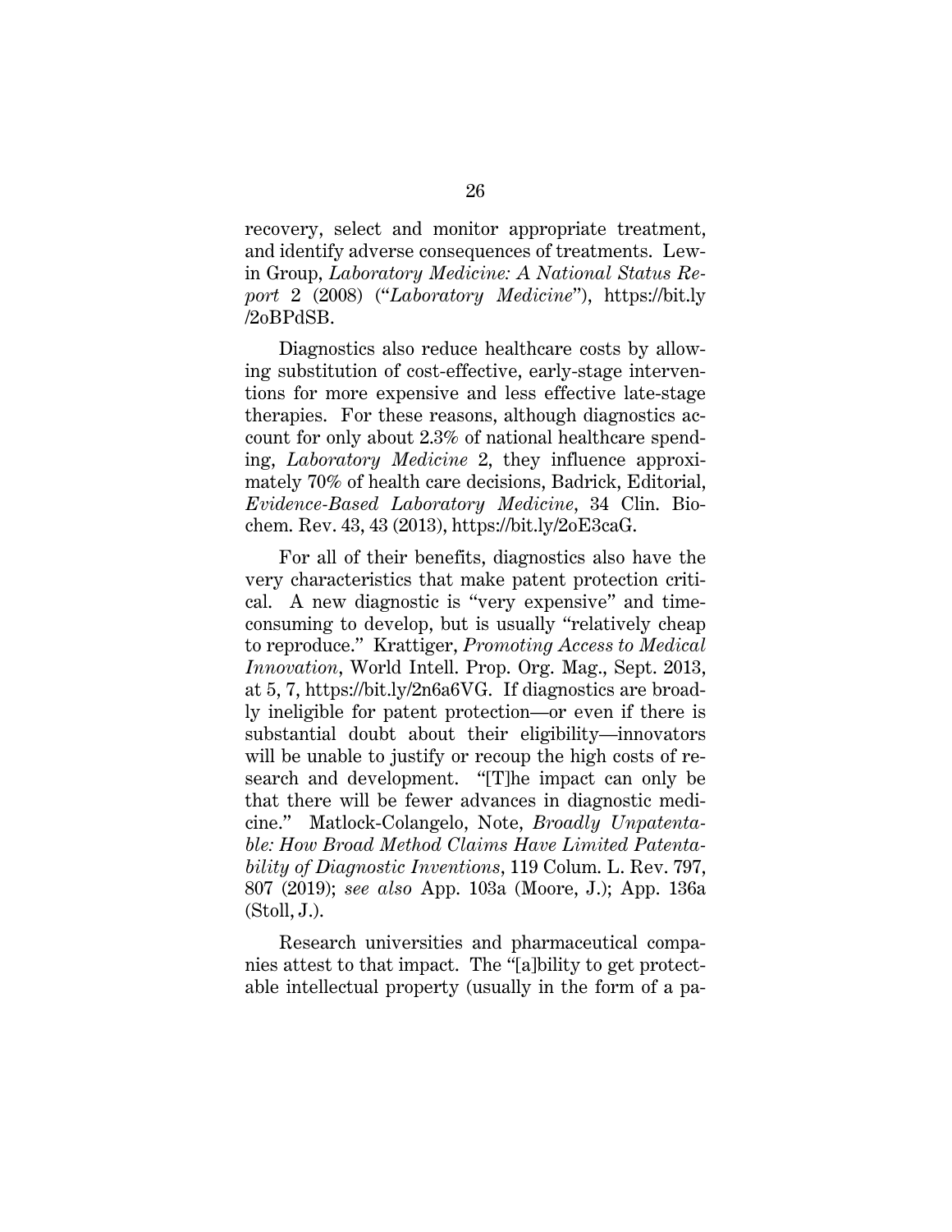recovery, select and monitor appropriate treatment, and identify adverse consequences of treatments. Lewin Group, *Laboratory Medicine: A National Status Report* 2 (2008) ("*Laboratory Medicine*"), https://bit.ly/2oBPdSB.

Diagnostics also reduce healthcare costs by allowing substitution of cost-effective, early-stage interventions for more expensive and less effective late-stage therapies. For these reasons, although diagnostics account for only about 2.3% of national healthcare spending, *Laboratory Medicine* 2, they influence approximately 70% of health care decisions, Badrick, Editorial, *Evidence-Based Laboratory Medicine*, 34 Clin. Biochem. Rev. 43, 43 (2013), https://bit.ly/2oE3caG.

For all of their benefits, diagnostics also have the very characteristics that make patent protection critical. A new diagnostic is "very expensive" and time-consuming to develop, but is usually "relatively cheap to reproduce." Krattiger, *Promoting Access to Medical Innovation*, World Intell. Prop. Org. Mag., Sept. 2013, at 5, 7, https://bit.ly/2n6a6VG. If diagnostics are broadly ineligible for patent protection—or even if there is substantial doubt about their eligibility—innovators will be unable to justify or recoup the high costs of research and development. "[T]he impact can only be that there will be fewer advances in diagnostic medicine." Matlock-Colangelo, Note, *Broadly Unpatentable: How Broad Method Claims Have Limited Patentability of Diagnostic Inventions*, 119 Colum. L. Rev. 797, 807 (2019); *see also* App. 103a (Moore, J.); App. 136a (Stoll, J.).

Research universities and pharmaceutical companies attest to that impact. The "[a]bility to get protectable intellectual property (usually in the form of a pa-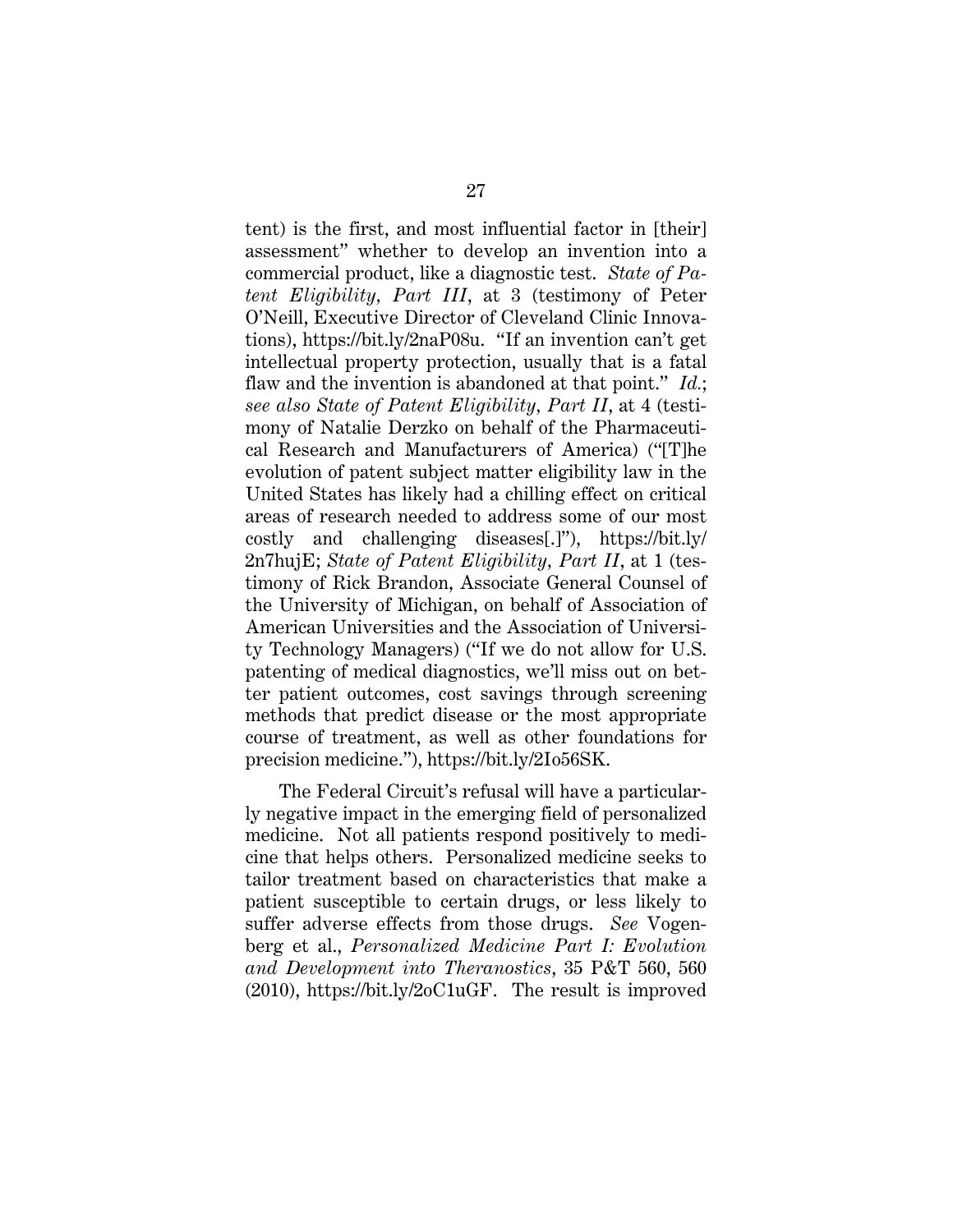tent) is the first, and most influential factor in [their] assessment" whether to develop an invention into a commercial product, like a diagnostic test. *State of Patent Eligibility, Part III*, at 3 (testimony of Peter O'Neill, Executive Director of Cleveland Clinic Innovations), https://bit.ly/2naP08u. "If an invention can't get intellectual property protection, usually that is a fatal flaw and the invention is abandoned at that point." *Id.*; *see also State of Patent Eligibility, Part II*, at 4 (testimony of Natalie Derzko on behalf of the Pharmaceutical Research and Manufacturers of America) ("[T]he evolution of patent subject matter eligibility law in the United States has likely had a chilling effect on critical areas of research needed to address some of our most costly and challenging diseases[.]"), https://bit.ly/2n7hujE; *State of Patent Eligibility, Part II*, at 1 (testimony of Rick Brandon, Associate General Counsel of the University of Michigan, on behalf of Association of American Universities and the Association of University Technology Managers) ("If we do not allow for U.S. patenting of medical diagnostics, we'll miss out on better patient outcomes, cost savings through screening methods that predict disease or the most appropriate course of treatment, as well as other foundations for precision medicine."), https://bit.ly/2Io56SK.

The Federal Circuit's refusal will have a particularly negative impact in the emerging field of personalized medicine. Not all patients respond positively to medicine that helps others. Personalized medicine seeks to tailor treatment based on characteristics that make a patient susceptible to certain drugs, or less likely to suffer adverse effects from those drugs. *See* Vogenberg et al., *Personalized Medicine Part I: Evolution and Development into Theranostics*, 35 P&T 560, 560 (2010), https://bit.ly/2oC1uGF. The result is improved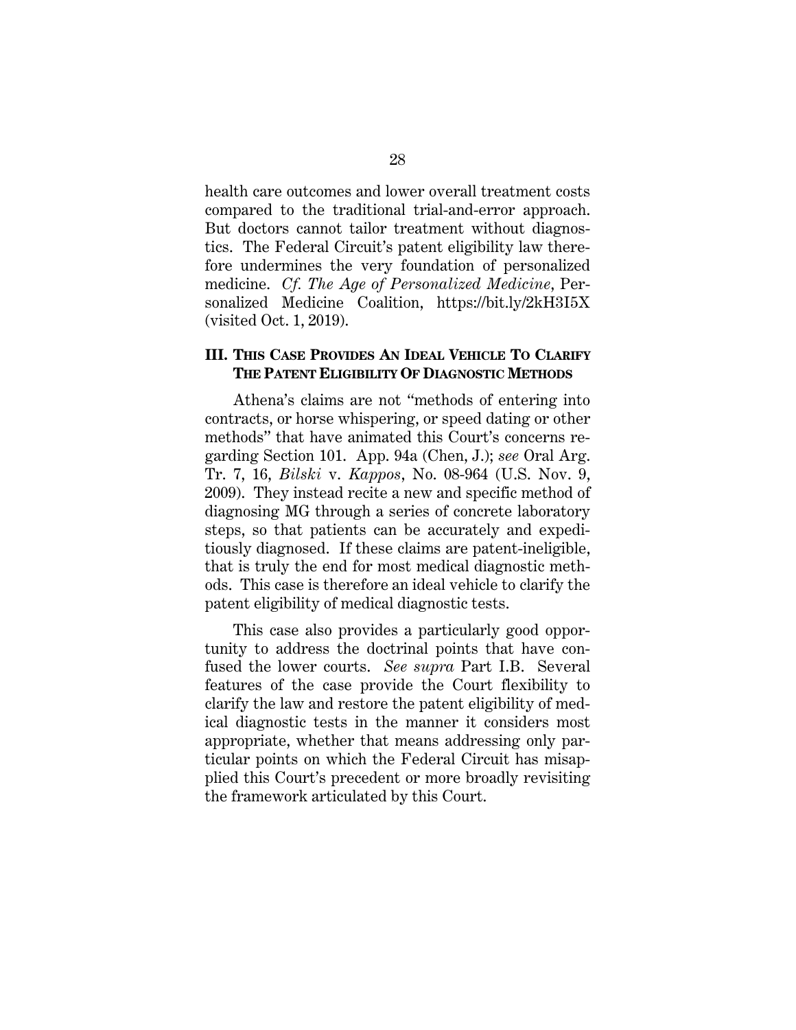health care outcomes and lower overall treatment costs compared to the traditional trial-and-error approach. But doctors cannot tailor treatment without diagnostics. The Federal Circuit's patent eligibility law therefore undermines the very foundation of personalized medicine. *Cf. The Age of Personalized Medicine*, Personalized Medicine Coalition, https://bit.ly/2kH3I5X (visited Oct. 1, 2019).

## III. THIS CASE PROVIDES AN IDEAL VEHICLE TO CLARIFY THE PATENT ELIGIBILITY OF DIAGNOSTIC METHODS

Athena's claims are not "methods of entering into contracts, or horse whispering, or speed dating or other methods" that have animated this Court's concerns regarding Section 101. App. 94a (Chen, J.); *see* Oral Arg. Tr. 7, 16, *Bilski* v. *Kappos*, No. 08-964 (U.S. Nov. 9, 2009). They instead recite a new and specific method of diagnosing MG through a series of concrete laboratory steps, so that patients can be accurately and expeditiously diagnosed. If these claims are patent-ineligible, that is truly the end for most medical diagnostic methods. This case is therefore an ideal vehicle to clarify the patent eligibility of medical diagnostic tests.

This case also provides a particularly good opportunity to address the doctrinal points that have confused the lower courts. *See supra* Part I.B. Several features of the case provide the Court flexibility to clarify the law and restore the patent eligibility of medical diagnostic tests in the manner it considers most appropriate, whether that means addressing only particular points on which the Federal Circuit has misapplied this Court's precedent or more broadly revisiting the framework articulated by this Court.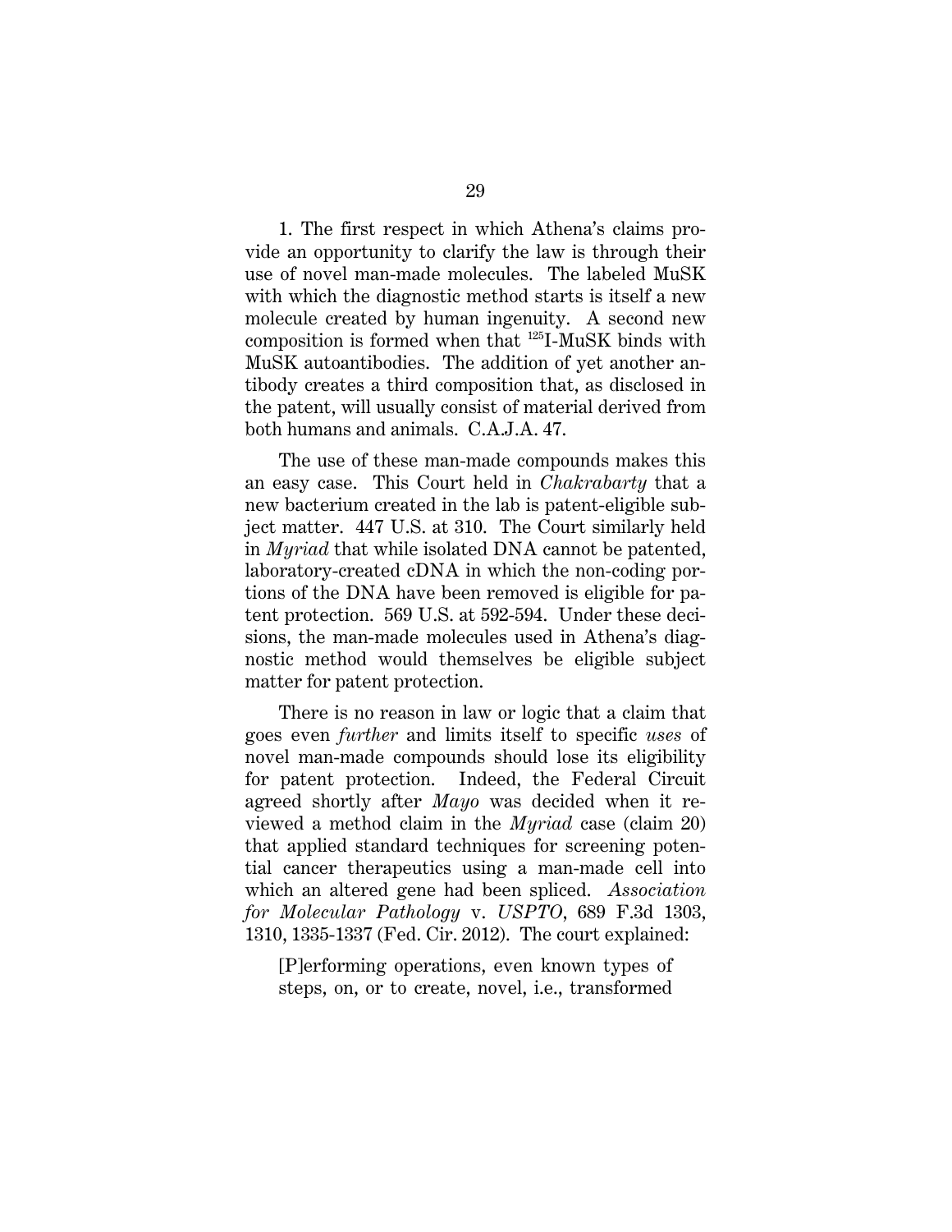1. The first respect in which Athena's claims provide an opportunity to clarify the law is through their use of novel man-made molecules. The labeled MuSK with which the diagnostic method starts is itself a new molecule created by human ingenuity. A second new composition is formed when that $^{125}$I-MuSK binds with MuSK autoantibodies. The addition of yet another antibody creates a third composition that, as disclosed in the patent, will usually consist of material derived from both humans and animals. C.A.J.A. 47.

The use of these man-made compounds makes this an easy case. This Court held in *Chakrabarty* that a new bacterium created in the lab is patent-eligible subject matter. 447 U.S. at 310. The Court similarly held in *Myriad* that while isolated DNA cannot be patented, laboratory-created cDNA in which the non-coding portions of the DNA have been removed is eligible for patent protection. 569 U.S. at 592-594. Under these decisions, the man-made molecules used in Athena's diagnostic method would themselves be eligible subject matter for patent protection.

There is no reason in law or logic that a claim that goes even *further* and limits itself to specific *uses* of novel man-made compounds should lose its eligibility for patent protection. Indeed, the Federal Circuit agreed shortly after *Mayo* was decided when it reviewed a method claim in the *Myriad* case (claim 20) that applied standard techniques for screening potential cancer therapeutics using a man-made cell into which an altered gene had been spliced. *Association for Molecular Pathology* v. *USPTO*, 689 F.3d 1303, 1310, 1335-1337 (Fed. Cir. 2012). The court explained:

> [P]erforming operations, even known types of steps, on, or to create, novel, i.e., transformed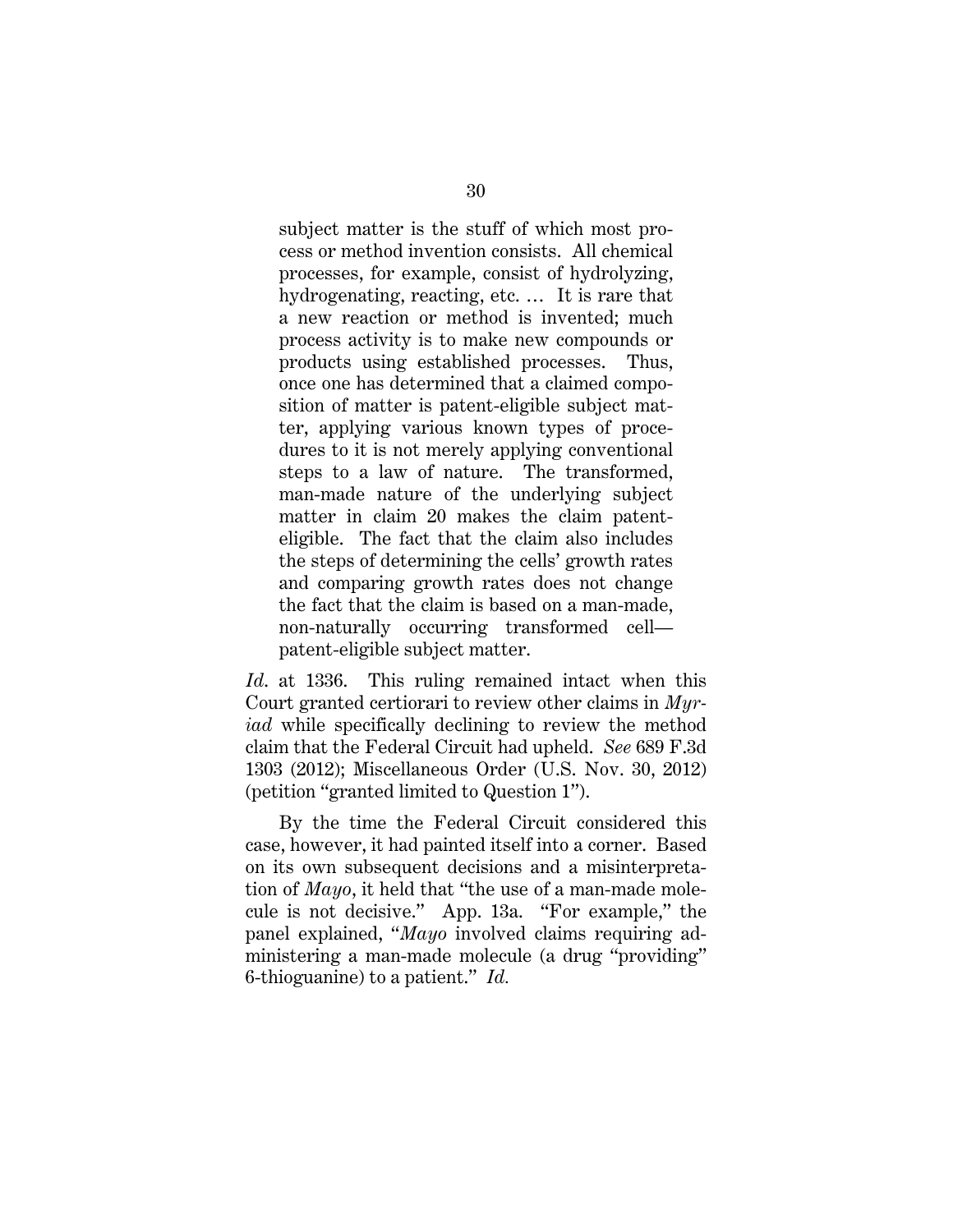> subject matter is the stuff of which most process or method invention consists. All chemical processes, for example, consist of hydrolyzing, hydrogenating, reacting, etc. … It is rare that a new reaction or method is invented; much process activity is to make new compounds or products using established processes. Thus, once one has determined that a claimed composition of matter is patent-eligible subject matter, applying various known types of procedures to it is not merely applying conventional steps to a law of nature. The transformed, man-made nature of the underlying subject matter in claim 20 makes the claim patent-eligible. The fact that the claim also includes the steps of determining the cells' growth rates and comparing growth rates does not change the fact that the claim is based on a man-made, non-naturally occurring transformed cell—patent-eligible subject matter.

*Id.* at 1336. This ruling remained intact when this Court granted certiorari to review other claims in *Myriad* while specifically declining to review the method claim that the Federal Circuit had upheld. *See* 689 F.3d 1303 (2012); Miscellaneous Order (U.S. Nov. 30, 2012) (petition "granted limited to Question 1").

By the time the Federal Circuit considered this case, however, it had painted itself into a corner. Based on its own subsequent decisions and a misinterpretation of *Mayo*, it held that "the use of a man-made molecule is not decisive." App. 13a. "For example," the panel explained, "*Mayo* involved claims requiring administering a man-made molecule (a drug "providing" 6-thioguanine) to a patient." *Id.*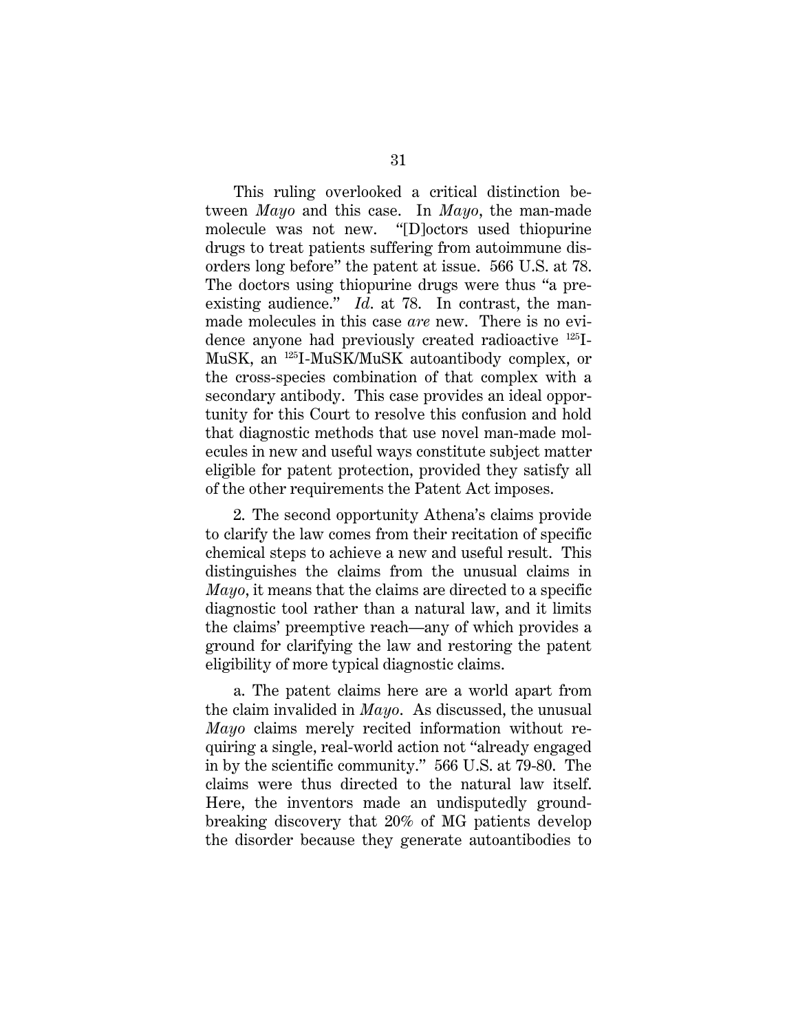This ruling overlooked a critical distinction between *Mayo* and this case. In *Mayo*, the man-made molecule was not new. "[D]octors used thiopurine drugs to treat patients suffering from autoimmune disorders long before" the patent at issue. 566 U.S. at 78. The doctors using thiopurine drugs were thus "a pre-existing audience." *Id*. at 78. In contrast, the man-made molecules in this case *are* new. There is no evidence anyone had previously created radioactive $^{125}$I-MuSK, an $^{125}$I-MuSK/MuSK autoantibody complex, or the cross-species combination of that complex with a secondary antibody. This case provides an ideal opportunity for this Court to resolve this confusion and hold that diagnostic methods that use novel man-made molecules in new and useful ways constitute subject matter eligible for patent protection, provided they satisfy all of the other requirements the Patent Act imposes.

2. The second opportunity Athena's claims provide to clarify the law comes from their recitation of specific chemical steps to achieve a new and useful result. This distinguishes the claims from the unusual claims in *Mayo*, it means that the claims are directed to a specific diagnostic tool rather than a natural law, and it limits the claims' preemptive reach—any of which provides a ground for clarifying the law and restoring the patent eligibility of more typical diagnostic claims.

a. The patent claims here are a world apart from the claim invalided in *Mayo*. As discussed, the unusual *Mayo* claims merely recited information without requiring a single, real-world action not "already engaged in by the scientific community." 566 U.S. at 79-80. The claims were thus directed to the natural law itself. Here, the inventors made an undisputedly groundbreaking discovery that 20% of MG patients develop the disorder because they generate autoantibodies to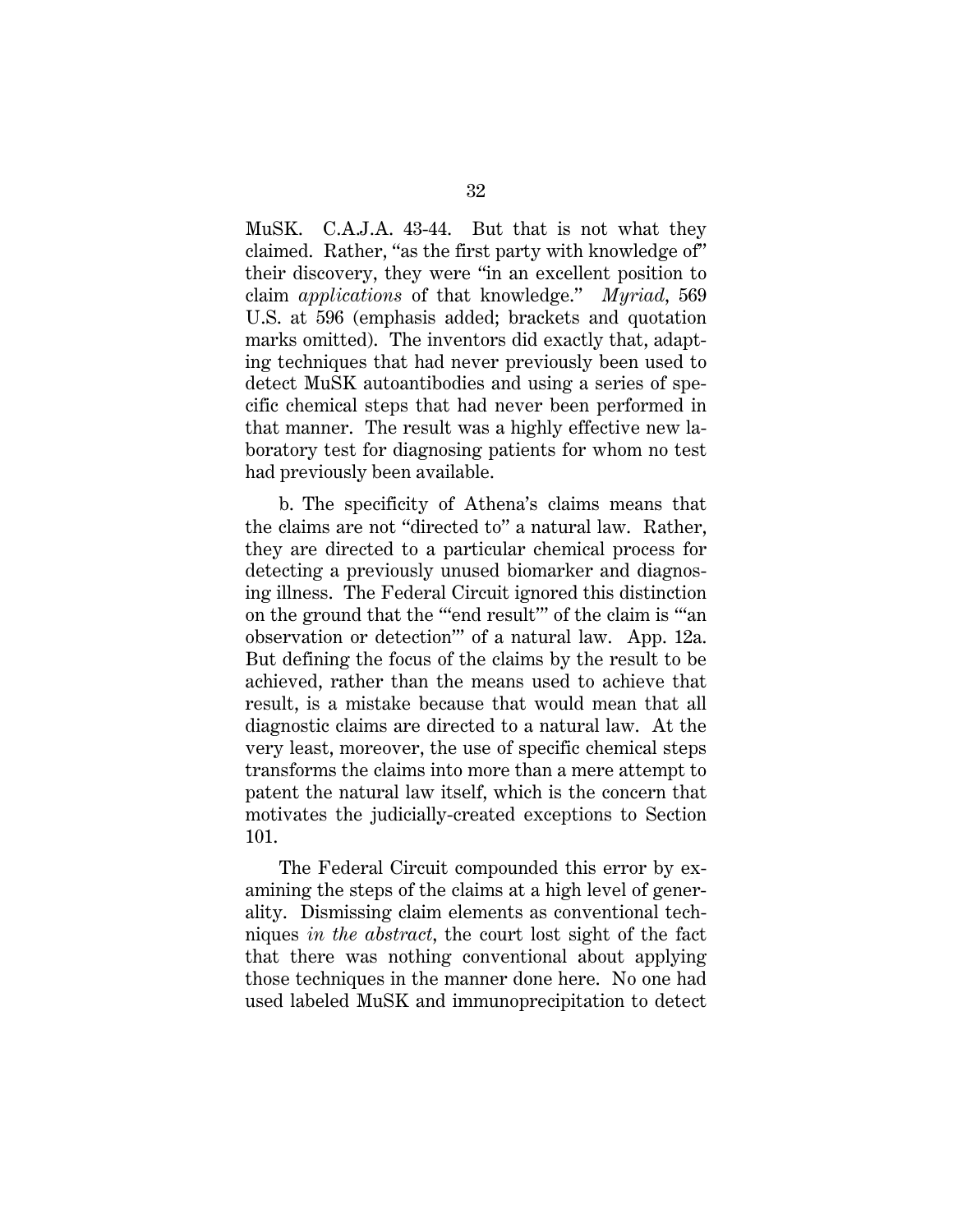MuSK. C.A.J.A. 43-44. But that is not what they claimed. Rather, "as the first party with knowledge of" their discovery, they were "in an excellent position to claim *applications* of that knowledge." *Myriad*, 569 U.S. at 596 (emphasis added; brackets and quotation marks omitted). The inventors did exactly that, adapting techniques that had never previously been used to detect MuSK autoantibodies and using a series of specific chemical steps that had never been performed in that manner. The result was a highly effective new laboratory test for diagnosing patients for whom no test had previously been available.

b. The specificity of Athena's claims means that the claims are not "directed to" a natural law. Rather, they are directed to a particular chemical process for detecting a previously unused biomarker and diagnosing illness. The Federal Circuit ignored this distinction on the ground that the "'end result'" of the claim is "'an observation or detection'" of a natural law. App. 12a. But defining the focus of the claims by the result to be achieved, rather than the means used to achieve that result, is a mistake because that would mean that all diagnostic claims are directed to a natural law. At the very least, moreover, the use of specific chemical steps transforms the claims into more than a mere attempt to patent the natural law itself, which is the concern that motivates the judicially-created exceptions to Section 101.

The Federal Circuit compounded this error by examining the steps of the claims at a high level of generality. Dismissing claim elements as conventional techniques *in the abstract*, the court lost sight of the fact that there was nothing conventional about applying those techniques in the manner done here. No one had used labeled MuSK and immunoprecipitation to detect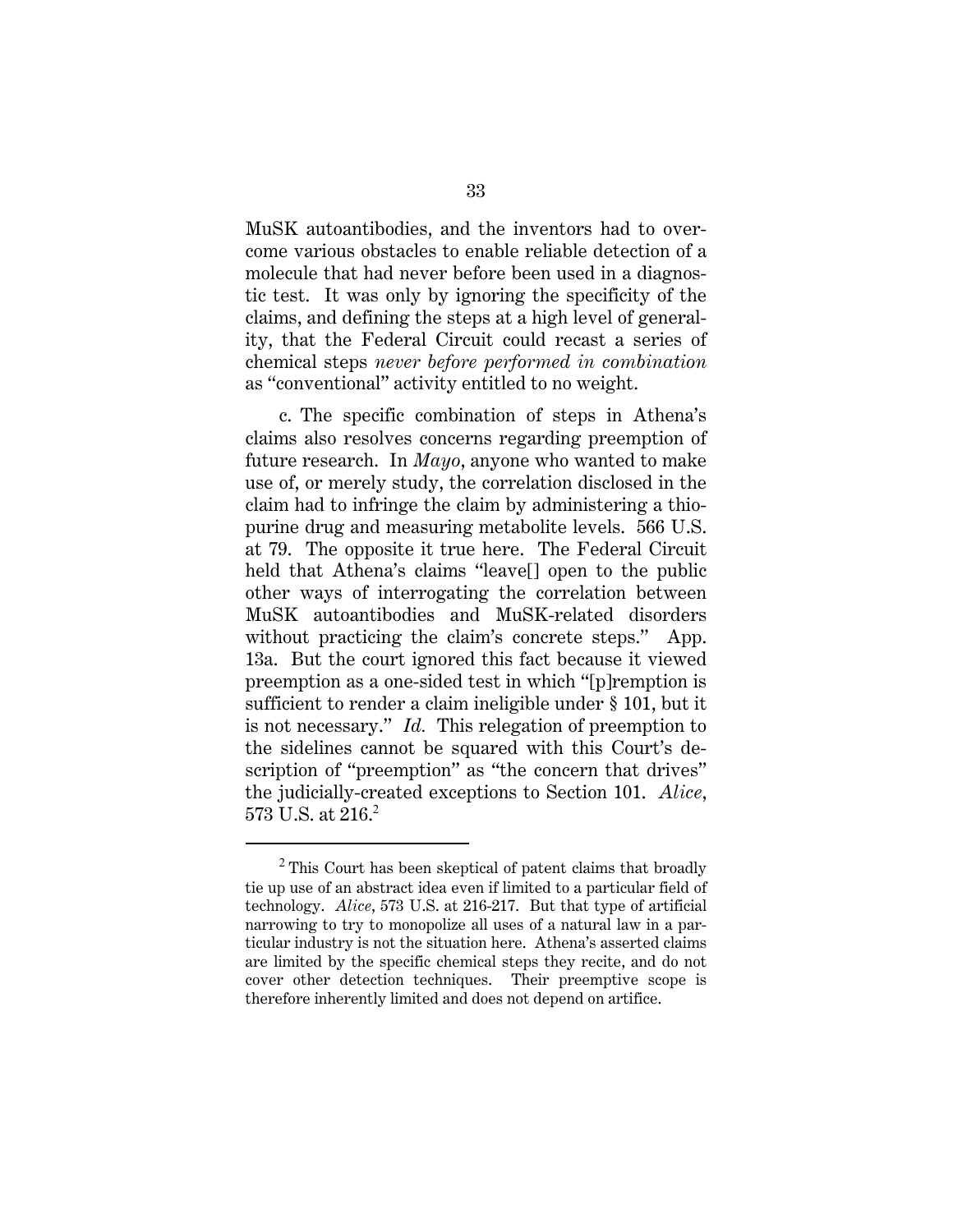MuSK autoantibodies, and the inventors had to overcome various obstacles to enable reliable detection of a molecule that had never before been used in a diagnostic test. It was only by ignoring the specificity of the claims, and defining the steps at a high level of generality, that the Federal Circuit could recast a series of chemical steps *never before performed in combination* as "conventional" activity entitled to no weight.

c. The specific combination of steps in Athena's claims also resolves concerns regarding preemption of future research. In *Mayo*, anyone who wanted to make use of, or merely study, the correlation disclosed in the claim had to infringe the claim by administering a thiopurine drug and measuring metabolite levels. 566 U.S. at 79. The opposite it true here. The Federal Circuit held that Athena's claims "leave[] open to the public other ways of interrogating the correlation between MuSK autoantibodies and MuSK-related disorders without practicing the claim's concrete steps." App. 13a. But the court ignored this fact because it viewed preemption as a one-sided test in which "[p]remption is sufficient to render a claim ineligible under § 101, but it is not necessary." *Id.* This relegation of preemption to the sidelines cannot be squared with this Court's description of "preemption" as "the concern that drives" the judicially-created exceptions to Section 101. *Alice*, 573 U.S. at 216.[2]

---

[2] This Court has been skeptical of patent claims that broadly tie up use of an abstract idea even if limited to a particular field of technology. *Alice*, 573 U.S. at 216-217. But that type of artificial narrowing to try to monopolize all uses of a natural law in a particular industry is not the situation here. Athena's asserted claims are limited by the specific chemical steps they recite, and do not cover other detection techniques. Their preemptive scope is therefore inherently limited and does not depend on artifice.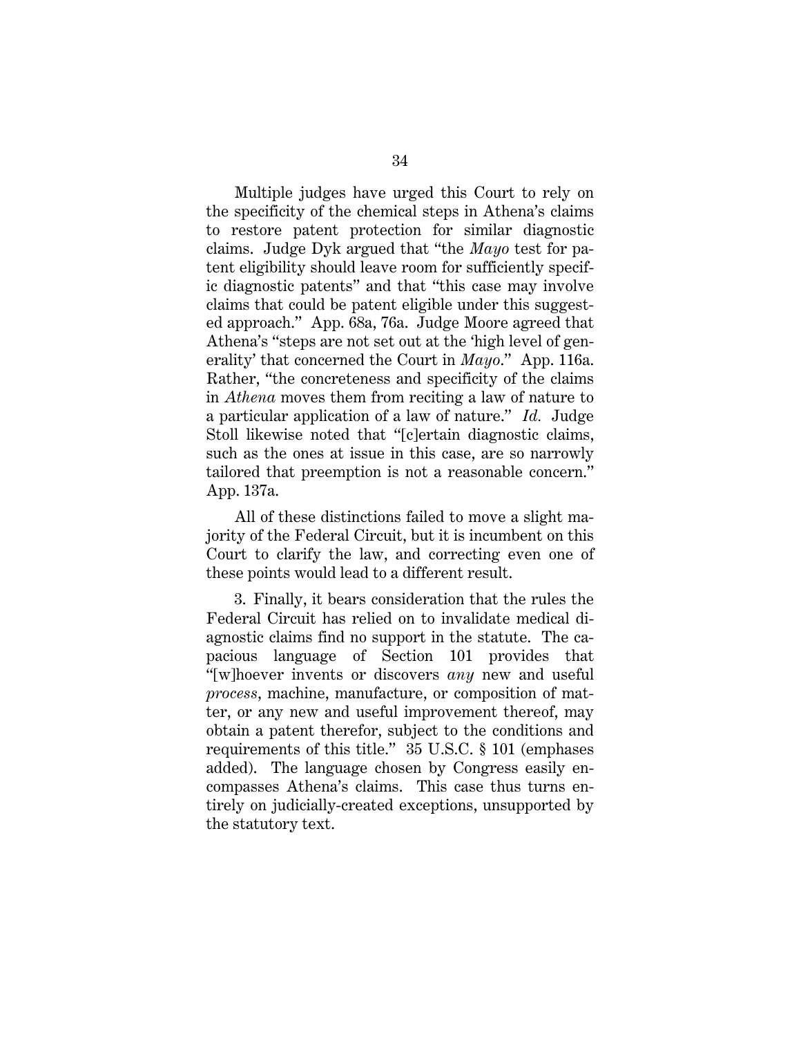Multiple judges have urged this Court to rely on the specificity of the chemical steps in Athena's claims to restore patent protection for similar diagnostic claims. Judge Dyk argued that "the *Mayo* test for patent eligibility should leave room for sufficiently specific diagnostic patents" and that "this case may involve claims that could be patent eligible under this suggested approach." App. 68a, 76a. Judge Moore agreed that Athena's "steps are not set out at the 'high level of generality' that concerned the Court in *Mayo*." App. 116a. Rather, "the concreteness and specificity of the claims in *Athena* moves them from reciting a law of nature to a particular application of a law of nature." *Id.* Judge Stoll likewise noted that "[c]ertain diagnostic claims, such as the ones at issue in this case, are so narrowly tailored that preemption is not a reasonable concern." App. 137a.

All of these distinctions failed to move a slight majority of the Federal Circuit, but it is incumbent on this Court to clarify the law, and correcting even one of these points would lead to a different result.

3. Finally, it bears consideration that the rules the Federal Circuit has relied on to invalidate medical diagnostic claims find no support in the statute. The capacious language of Section 101 provides that "[w]hoever invents or discovers *any* new and useful *process*, machine, manufacture, or composition of matter, or any new and useful improvement thereof, may obtain a patent therefor, subject to the conditions and requirements of this title." 35 U.S.C. § 101 (emphases added). The language chosen by Congress easily encompasses Athena's claims. This case thus turns entirely on judicially-created exceptions, unsupported by the statutory text.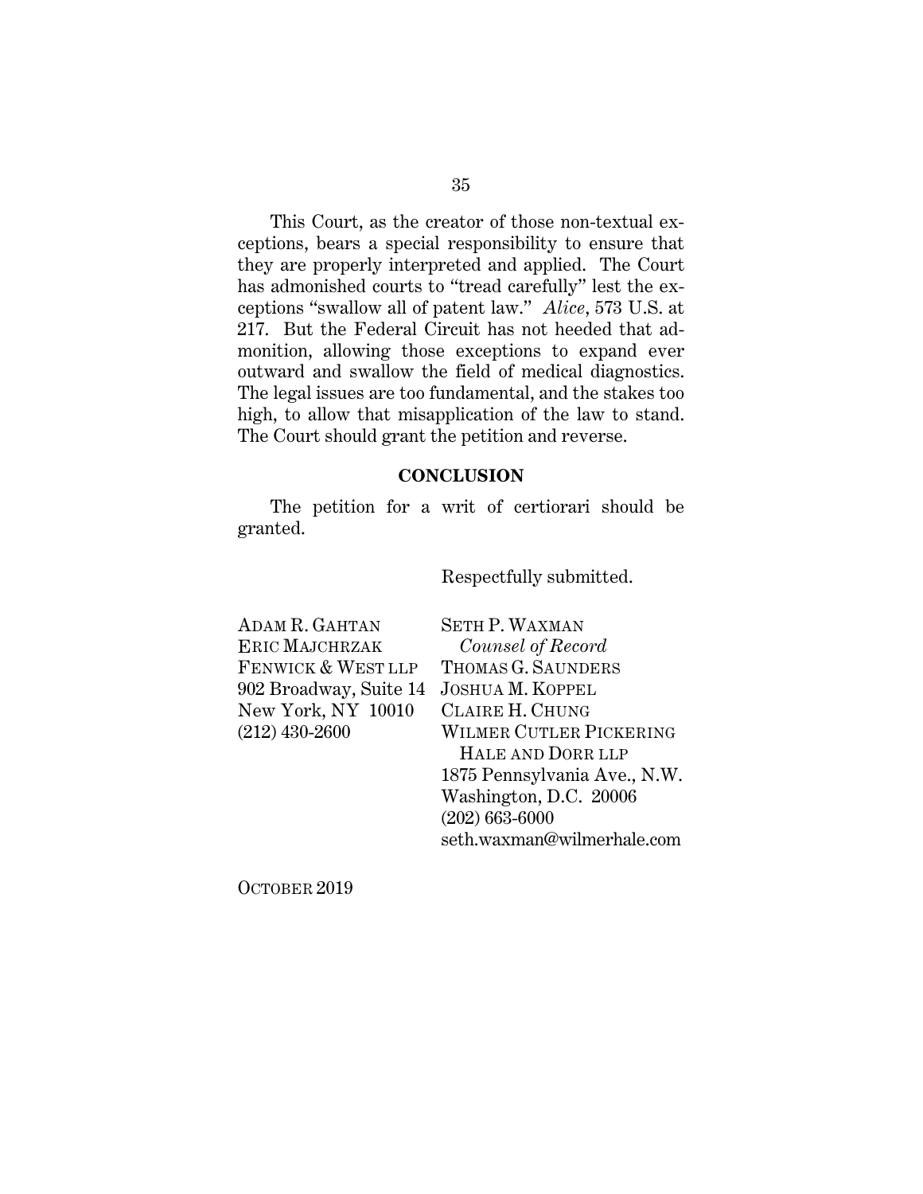This Court, as the creator of those non-textual exceptions, bears a special responsibility to ensure that they are properly interpreted and applied. The Court has admonished courts to "tread carefully" lest the exceptions "swallow all of patent law." *Alice*, 573 U.S. at 217. But the Federal Circuit has not heeded that admonition, allowing those exceptions to expand ever outward and swallow the field of medical diagnostics. The legal issues are too fundamental, and the stakes too high, to allow that misapplication of the law to stand. The Court should grant the petition and reverse.

## CONCLUSION

The petition for a writ of certiorari should be granted.

Respectfully submitted.

ADAM R. GAHTAN
ERIC MAJCHRZAK
FENWICK & WEST LLP
902 Broadway, Suite 14
New York, NY 10010
(212) 430-2600

SETH P. WAXMAN
*Counsel of Record*
THOMAS G. SAUNDERS
JOSHUA M. KOPPEL
CLAIRE H. CHUNG
WILMER CUTLER PICKERING
HALE AND DORR LLP
1875 Pennsylvania Ave., N.W.
Washington, D.C. 20006
(202) 663-6000
seth.waxman@wilmerhale.com

OCTOBER 2019